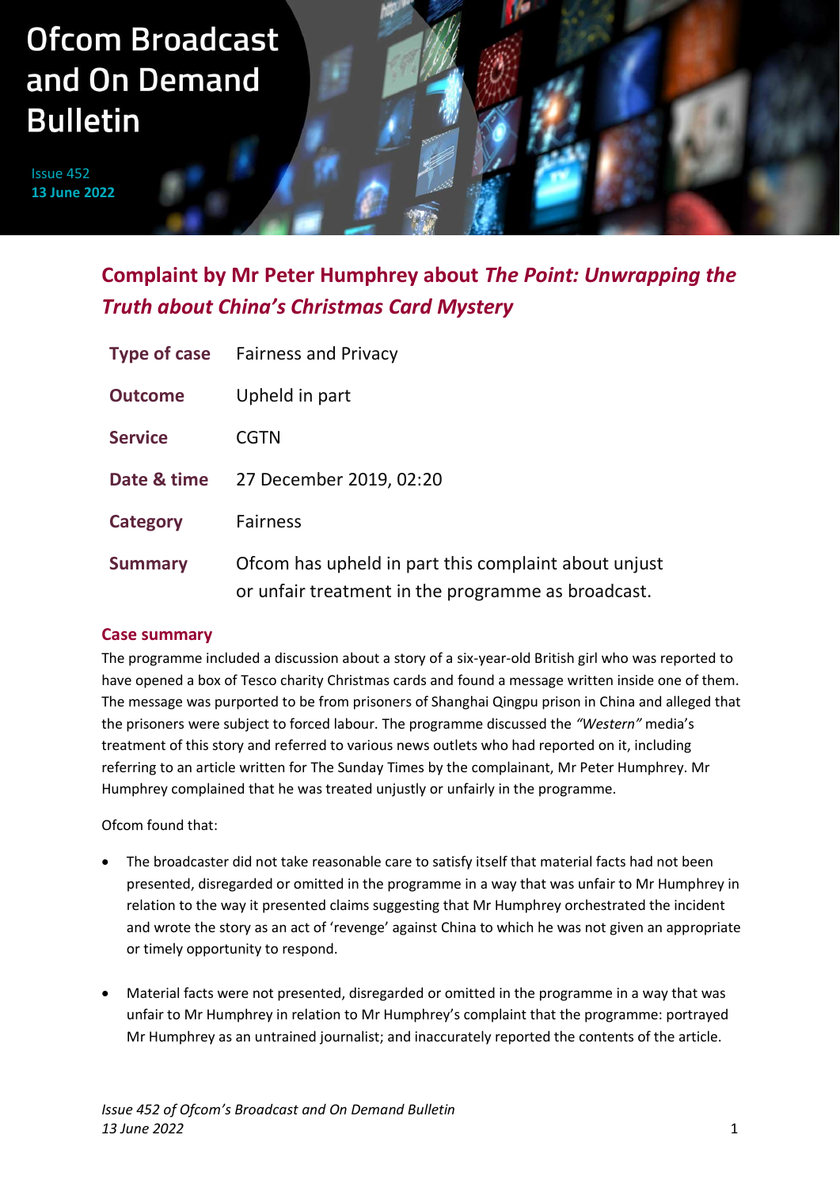# Ofcom Broadcast and On Demand Bulletin

Issue 452
**13 June 2022**

## Complaint by Mr Peter Humphrey about *The Point: Unwrapping the Truth about China's Christmas Card Mystery*

| | |
|---|---|
| **Type of case** | Fairness and Privacy |
| **Outcome** | Upheld in part |
| **Service** | CGTN |
| **Date & time** | 27 December 2019, 02:20 |
| **Category** | Fairness |
| **Summary** | Ofcom has upheld in part this complaint about unjust or unfair treatment in the programme as broadcast. |

### Case summary

The programme included a discussion about a story of a six-year-old British girl who was reported to have opened a box of Tesco charity Christmas cards and found a message written inside one of them. The message was purported to be from prisoners of Shanghai Qingpu prison in China and alleged that the prisoners were subject to forced labour. The programme discussed the *"Western"* media's treatment of this story and referred to various news outlets who had reported on it, including referring to an article written for The Sunday Times by the complainant, Mr Peter Humphrey. Mr Humphrey complained that he was treated unjustly or unfairly in the programme.

Ofcom found that:

- The broadcaster did not take reasonable care to satisfy itself that material facts had not been presented, disregarded or omitted in the programme in a way that was unfair to Mr Humphrey in relation to the way it presented claims suggesting that Mr Humphrey orchestrated the incident and wrote the story as an act of 'revenge' against China to which he was not given an appropriate or timely opportunity to respond.

- Material facts were not presented, disregarded or omitted in the programme in a way that was unfair to Mr Humphrey in relation to Mr Humphrey's complaint that the programme: portrayed Mr Humphrey as an untrained journalist; and inaccurately reported the contents of the article.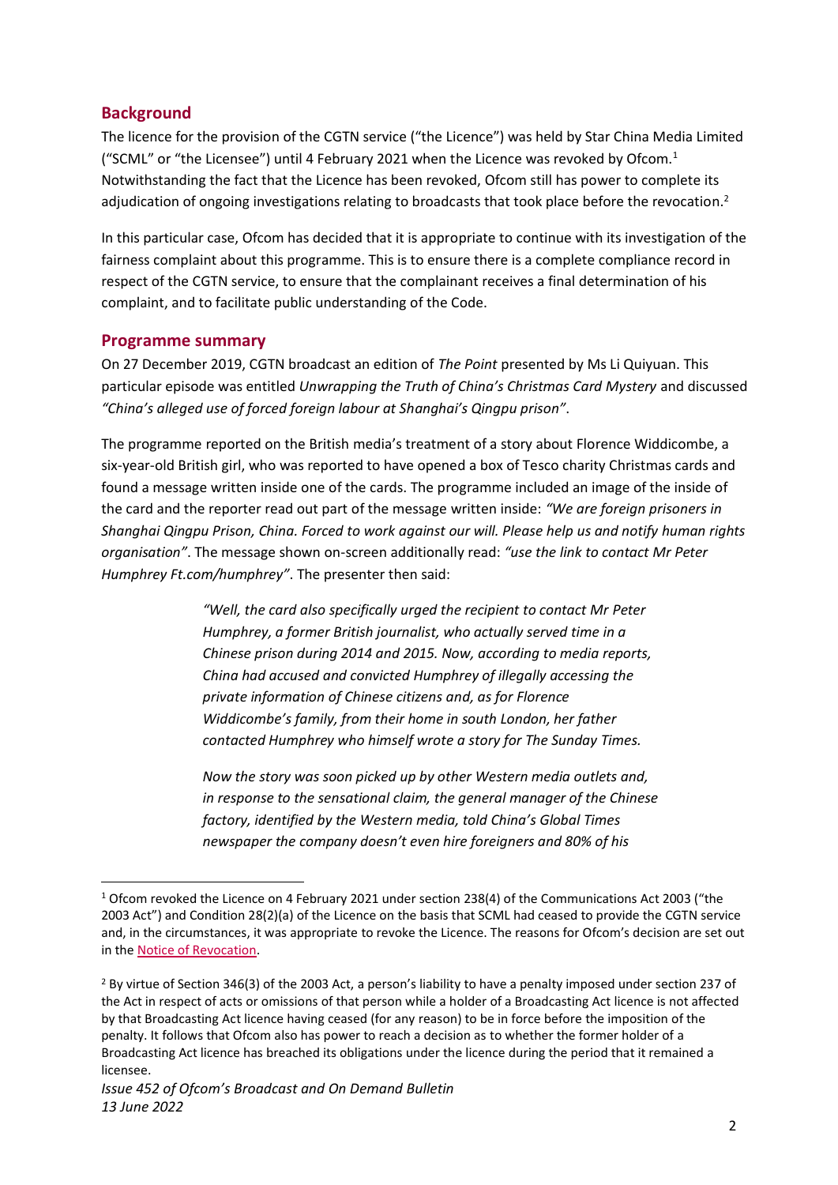## Background

The licence for the provision of the CGTN service ("the Licence") was held by Star China Media Limited ("SCML" or "the Licensee") until 4 February 2021 when the Licence was revoked by Ofcom.[1] Notwithstanding the fact that the Licence has been revoked, Ofcom still has power to complete its adjudication of ongoing investigations relating to broadcasts that took place before the revocation.[2]

In this particular case, Ofcom has decided that it is appropriate to continue with its investigation of the fairness complaint about this programme. This is to ensure there is a complete compliance record in respect of the CGTN service, to ensure that the complainant receives a final determination of his complaint, and to facilitate public understanding of the Code.

## Programme summary

On 27 December 2019, CGTN broadcast an edition of *The Point* presented by Ms Li Quiyuan. This particular episode was entitled *Unwrapping the Truth of China's Christmas Card Mystery* and discussed *"China's alleged use of forced foreign labour at Shanghai's Qingpu prison"*.

The programme reported on the British media's treatment of a story about Florence Widdicombe, a six-year-old British girl, who was reported to have opened a box of Tesco charity Christmas cards and found a message written inside one of the cards. The programme included an image of the inside of the card and the reporter read out part of the message written inside: *"We are foreign prisoners in Shanghai Qingpu Prison, China. Forced to work against our will. Please help us and notify human rights organisation"*. The message shown on-screen additionally read: *"use the link to contact Mr Peter Humphrey Ft.com/humphrey"*. The presenter then said:

> *"Well, the card also specifically urged the recipient to contact Mr Peter Humphrey, a former British journalist, who actually served time in a Chinese prison during 2014 and 2015. Now, according to media reports, China had accused and convicted Humphrey of illegally accessing the private information of Chinese citizens and, as for Florence Widdicombe's family, from their home in south London, her father contacted Humphrey who himself wrote a story for The Sunday Times.*
>
> *Now the story was soon picked up by other Western media outlets and, in response to the sensational claim, the general manager of the Chinese factory, identified by the Western media, told China's Global Times newspaper the company doesn't even hire foreigners and 80% of his*

---

[1] Ofcom revoked the Licence on 4 February 2021 under section 238(4) of the Communications Act 2003 ("the 2003 Act") and Condition 28(2)(a) of the Licence on the basis that SCML had ceased to provide the CGTN service and, in the circumstances, it was appropriate to revoke the Licence. The reasons for Ofcom's decision are set out in the Notice of Revocation.

[2] By virtue of Section 346(3) of the 2003 Act, a person's liability to have a penalty imposed under section 237 of the Act in respect of acts or omissions of that person while a holder of a Broadcasting Act licence is not affected by that Broadcasting Act licence having ceased (for any reason) to be in force before the imposition of the penalty. It follows that Ofcom also has power to reach a decision as to whether the former holder of a Broadcasting Act licence has breached its obligations under the licence during the period that it remained a licensee.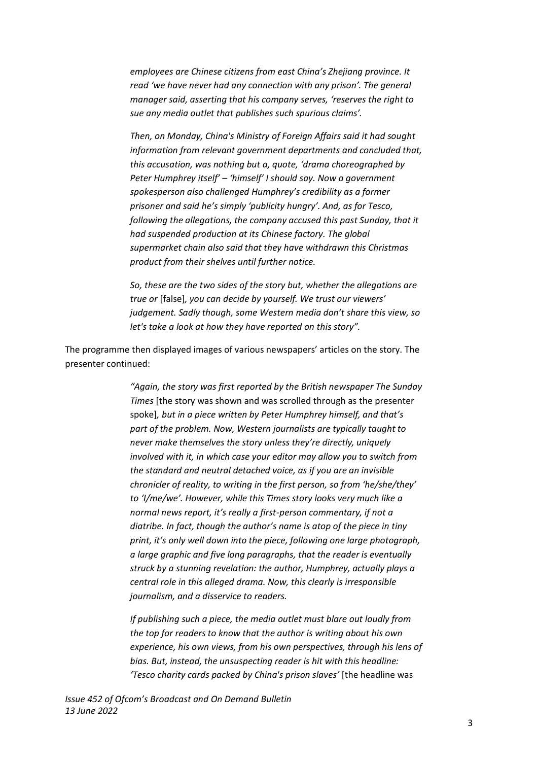*employees are Chinese citizens from east China's Zhejiang province. It read 'we have never had any connection with any prison'. The general manager said, asserting that his company serves, 'reserves the right to sue any media outlet that publishes such spurious claims'.*

*Then, on Monday, China's Ministry of Foreign Affairs said it had sought information from relevant government departments and concluded that, this accusation, was nothing but a, quote, 'drama choreographed by Peter Humphrey itself' – 'himself' I should say. Now a government spokesperson also challenged Humphrey's credibility as a former prisoner and said he's simply 'publicity hungry'. And, as for Tesco, following the allegations, the company accused this past Sunday, that it had suspended production at its Chinese factory. The global supermarket chain also said that they have withdrawn this Christmas product from their shelves until further notice.*

*So, these are the two sides of the story but, whether the allegations are true or* [false]*, you can decide by yourself. We trust our viewers' judgement. Sadly though, some Western media don't share this view, so let's take a look at how they have reported on this story".*

The programme then displayed images of various newspapers' articles on the story. The presenter continued:

*"Again, the story was first reported by the British newspaper The Sunday Times* [the story was shown and was scrolled through as the presenter spoke]*, but in a piece written by Peter Humphrey himself, and that's part of the problem. Now, Western journalists are typically taught to never make themselves the story unless they're directly, uniquely involved with it, in which case your editor may allow you to switch from the standard and neutral detached voice, as if you are an invisible chronicler of reality, to writing in the first person, so from 'he/she/they' to 'I/me/we'. However, while this Times story looks very much like a normal news report, it's really a first-person commentary, if not a diatribe. In fact, though the author's name is atop of the piece in tiny print, it's only well down into the piece, following one large photograph, a large graphic and five long paragraphs, that the reader is eventually struck by a stunning revelation: the author, Humphrey, actually plays a central role in this alleged drama. Now, this clearly is irresponsible journalism, and a disservice to readers.*

*If publishing such a piece, the media outlet must blare out loudly from the top for readers to know that the author is writing about his own experience, his own views, from his own perspectives, through his lens of bias. But, instead, the unsuspecting reader is hit with this headline: 'Tesco charity cards packed by China's prison slaves'* [the headline was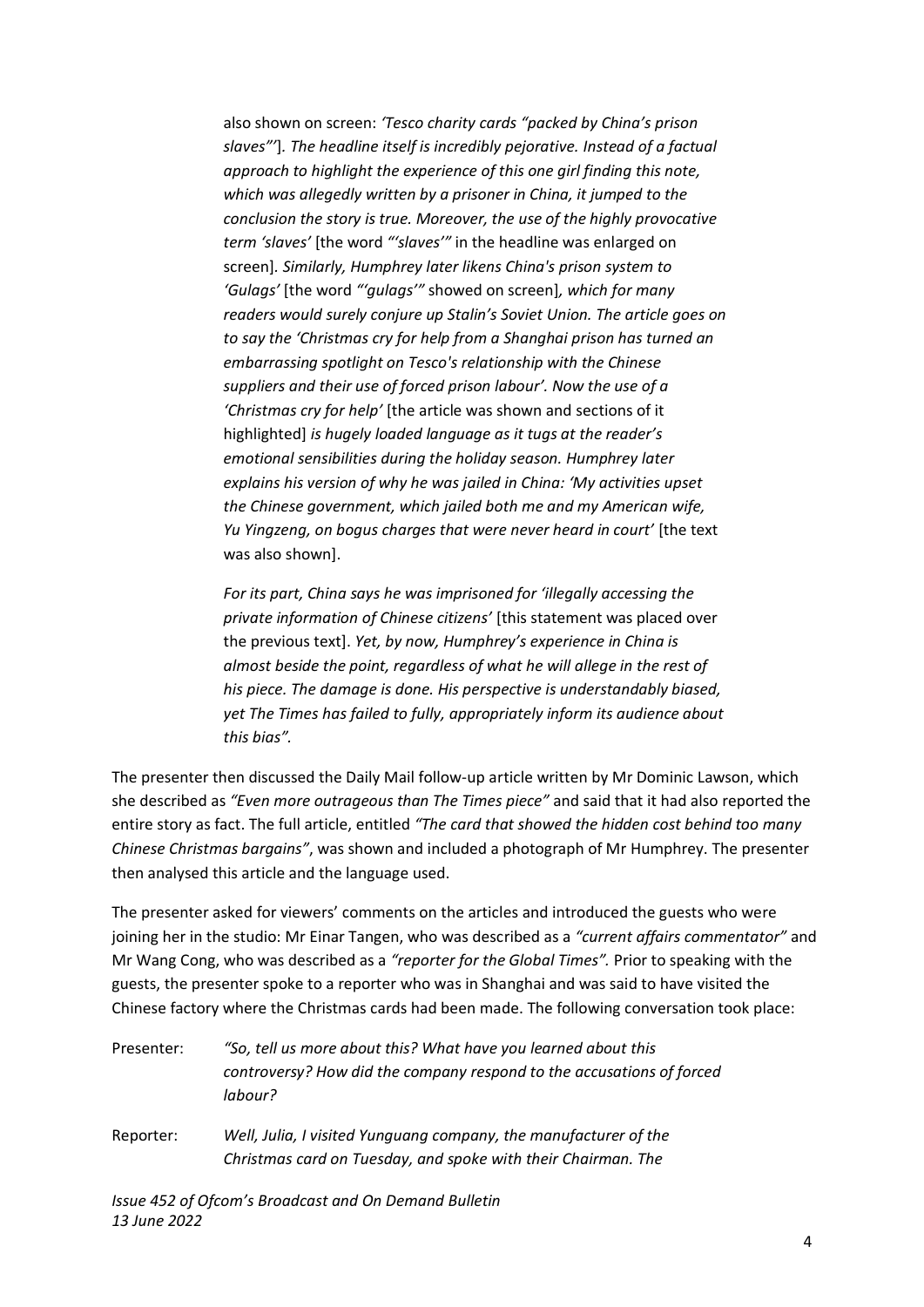> also shown on screen: *'Tesco charity cards "packed by China's prison slaves"'*]. *The headline itself is incredibly pejorative. Instead of a factual approach to highlight the experience of this one girl finding this note, which was allegedly written by a prisoner in China, it jumped to the conclusion the story is true. Moreover, the use of the highly provocative term 'slaves'* [the word *"'slaves'"* in the headline was enlarged on screen]. *Similarly, Humphrey later likens China's prison system to 'Gulags'* [the word *"'gulags'"* showed on screen]*, which for many readers would surely conjure up Stalin's Soviet Union. The article goes on to say the 'Christmas cry for help from a Shanghai prison has turned an embarrassing spotlight on Tesco's relationship with the Chinese suppliers and their use of forced prison labour'. Now the use of a 'Christmas cry for help'* [the article was shown and sections of it highlighted] *is hugely loaded language as it tugs at the reader's emotional sensibilities during the holiday season. Humphrey later explains his version of why he was jailed in China: 'My activities upset the Chinese government, which jailed both me and my American wife, Yu Yingzeng, on bogus charges that were never heard in court'* [the text was also shown].
>
> *For its part, China says he was imprisoned for 'illegally accessing the private information of Chinese citizens'* [this statement was placed over the previous text]. *Yet, by now, Humphrey's experience in China is almost beside the point, regardless of what he will allege in the rest of his piece. The damage is done. His perspective is understandably biased, yet The Times has failed to fully, appropriately inform its audience about this bias".*

The presenter then discussed the Daily Mail follow-up article written by Mr Dominic Lawson, which she described as *"Even more outrageous than The Times piece"* and said that it had also reported the entire story as fact. The full article, entitled *"The card that showed the hidden cost behind too many Chinese Christmas bargains"*, was shown and included a photograph of Mr Humphrey. The presenter then analysed this article and the language used.

The presenter asked for viewers' comments on the articles and introduced the guests who were joining her in the studio: Mr Einar Tangen, who was described as a *"current affairs commentator"* and Mr Wang Cong, who was described as a *"reporter for the Global Times".* Prior to speaking with the guests, the presenter spoke to a reporter who was in Shanghai and was said to have visited the Chinese factory where the Christmas cards had been made. The following conversation took place:

Presenter: *"So, tell us more about this? What have you learned about this controversy? How did the company respond to the accusations of forced labour?*

Reporter: *Well, Julia, I visited Yunguang company, the manufacturer of the Christmas card on Tuesday, and spoke with their Chairman. The*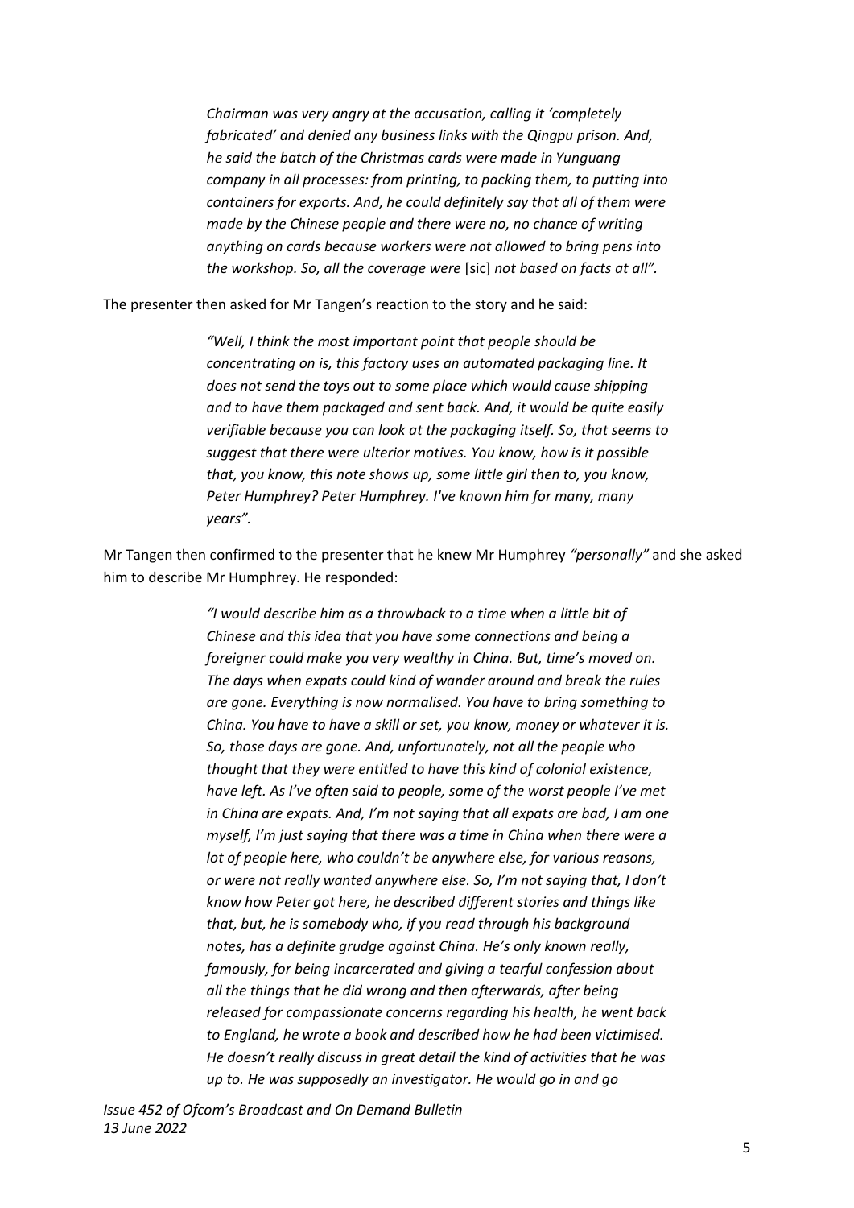> *Chairman was very angry at the accusation, calling it 'completely fabricated' and denied any business links with the Qingpu prison. And, he said the batch of the Christmas cards were made in Yunguang company in all processes: from printing, to packing them, to putting into containers for exports. And, he could definitely say that all of them were made by the Chinese people and there were no, no chance of writing anything on cards because workers were not allowed to bring pens into the workshop. So, all the coverage were* [sic] *not based on facts at all".*

The presenter then asked for Mr Tangen's reaction to the story and he said:

> *"Well, I think the most important point that people should be concentrating on is, this factory uses an automated packaging line. It does not send the toys out to some place which would cause shipping and to have them packaged and sent back. And, it would be quite easily verifiable because you can look at the packaging itself. So, that seems to suggest that there were ulterior motives. You know, how is it possible that, you know, this note shows up, some little girl then to, you know, Peter Humphrey? Peter Humphrey. I've known him for many, many years".*

Mr Tangen then confirmed to the presenter that he knew Mr Humphrey *"personally"* and she asked him to describe Mr Humphrey. He responded:

> *"I would describe him as a throwback to a time when a little bit of Chinese and this idea that you have some connections and being a foreigner could make you very wealthy in China. But, time's moved on. The days when expats could kind of wander around and break the rules are gone. Everything is now normalised. You have to bring something to China. You have to have a skill or set, you know, money or whatever it is. So, those days are gone. And, unfortunately, not all the people who thought that they were entitled to have this kind of colonial existence, have left. As I've often said to people, some of the worst people I've met in China are expats. And, I'm not saying that all expats are bad, I am one myself, I'm just saying that there was a time in China when there were a lot of people here, who couldn't be anywhere else, for various reasons, or were not really wanted anywhere else. So, I'm not saying that, I don't know how Peter got here, he described different stories and things like that, but, he is somebody who, if you read through his background notes, has a definite grudge against China. He's only known really, famously, for being incarcerated and giving a tearful confession about all the things that he did wrong and then afterwards, after being released for compassionate concerns regarding his health, he went back to England, he wrote a book and described how he had been victimised. He doesn't really discuss in great detail the kind of activities that he was up to. He was supposedly an investigator. He would go in and go*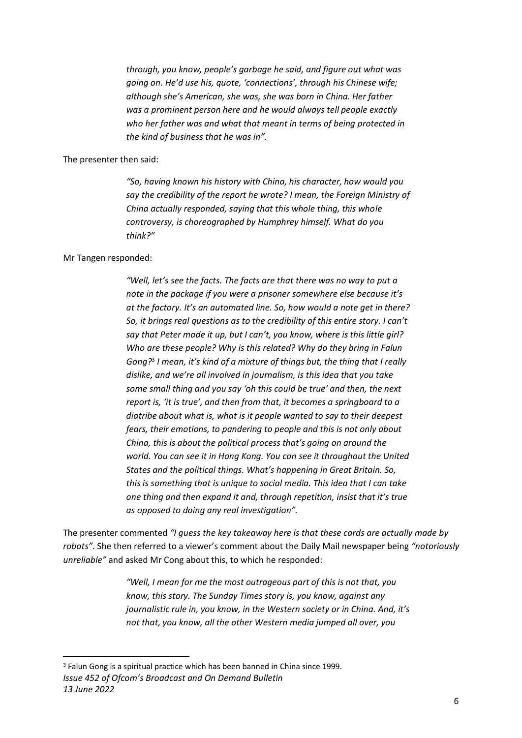*through, you know, people's garbage he said, and figure out what was going on. He'd use his, quote, 'connections', through his Chinese wife; although she's American, she was, she was born in China. Her father was a prominent person here and he would always tell people exactly who her father was and what that meant in terms of being protected in the kind of business that he was in".*

The presenter then said:

> *"So, having known his history with China, his character, how would you say the credibility of the report he wrote? I mean, the Foreign Ministry of China actually responded, saying that this whole thing, this whole controversy, is choreographed by Humphrey himself. What do you think?"*

Mr Tangen responded:

> *"Well, let's see the facts. The facts are that there was no way to put a note in the package if you were a prisoner somewhere else because it's at the factory. It's an automated line. So, how would a note get in there? So, it brings real questions as to the credibility of this entire story. I can't say that Peter made it up, but I can't, you know, where is this little girl? Who are these people? Why is this related? Why do they bring in Falun Gong?*[3] *I mean, it's kind of a mixture of things but, the thing that I really dislike, and we're all involved in journalism, is this idea that you take some small thing and you say 'oh this could be true' and then, the next report is, 'it is true', and then from that, it becomes a springboard to a diatribe about what is, what is it people wanted to say to their deepest fears, their emotions, to pandering to people and this is not only about China, this is about the political process that's going on around the world. You can see it in Hong Kong. You can see it throughout the United States and the political things. What's happening in Great Britain. So, this is something that is unique to social media. This idea that I can take one thing and then expand it and, through repetition, insist that it's true as opposed to doing any real investigation".*

The presenter commented *"I guess the key takeaway here is that these cards are actually made by robots"*. She then referred to a viewer's comment about the Daily Mail newspaper being *"notoriously unreliable"* and asked Mr Cong about this, to which he responded:

> *"Well, I mean for me the most outrageous part of this is not that, you know, this story. The Sunday Times story is, you know, against any journalistic rule in, you know, in the Western society or in China. And, it's not that, you know, all the other Western media jumped all over, you*

---

[3] Falun Gong is a spiritual practice which has been banned in China since 1999.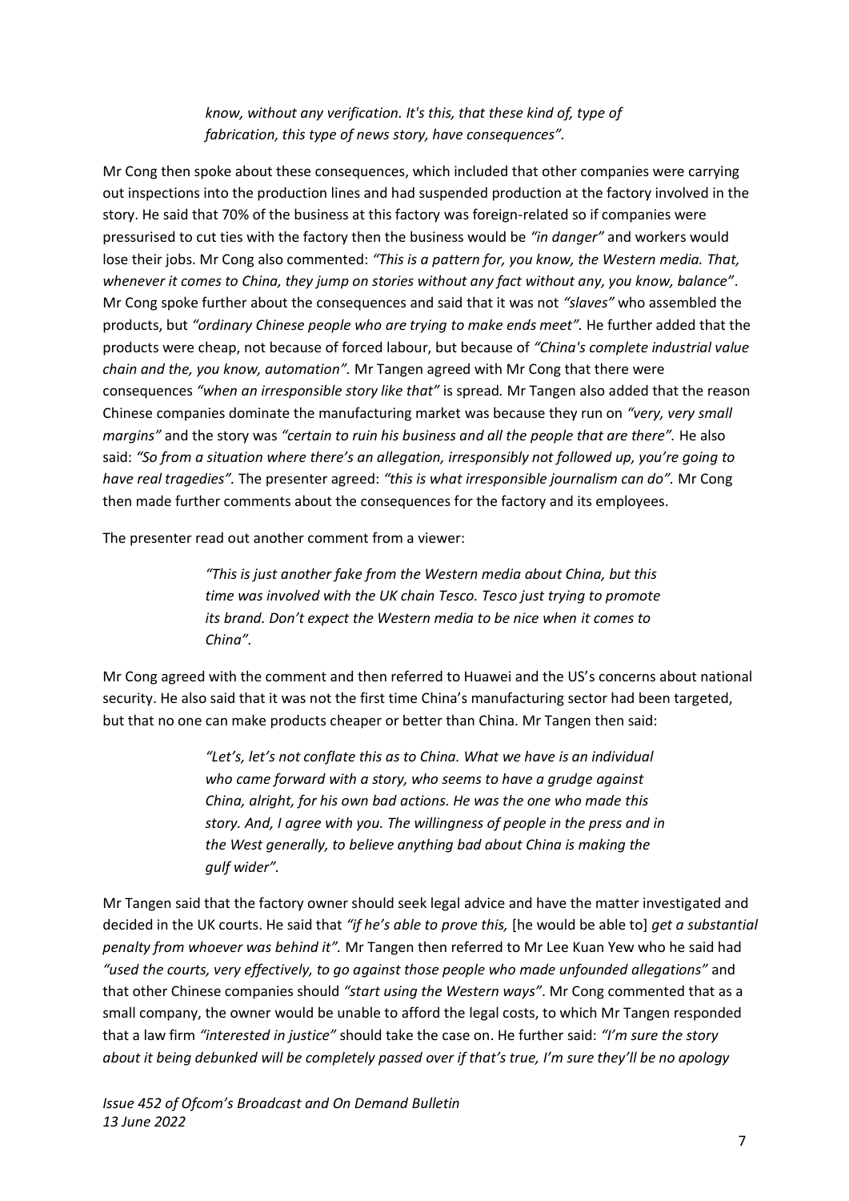> *know, without any verification. It's this, that these kind of, type of fabrication, this type of news story, have consequences".*

Mr Cong then spoke about these consequences, which included that other companies were carrying out inspections into the production lines and had suspended production at the factory involved in the story. He said that 70% of the business at this factory was foreign-related so if companies were pressurised to cut ties with the factory then the business would be *"in danger"* and workers would lose their jobs. Mr Cong also commented: *"This is a pattern for, you know, the Western media. That, whenever it comes to China, they jump on stories without any fact without any, you know, balance"*. Mr Cong spoke further about the consequences and said that it was not *"slaves"* who assembled the products, but *"ordinary Chinese people who are trying to make ends meet"*. He further added that the products were cheap, not because of forced labour, but because of *"China's complete industrial value chain and the, you know, automation".* Mr Tangen agreed with Mr Cong that there were consequences *"when an irresponsible story like that"* is spread*.* Mr Tangen also added that the reason Chinese companies dominate the manufacturing market was because they run on *"very, very small margins"* and the story was *"certain to ruin his business and all the people that are there".* He also said: *"So from a situation where there's an allegation, irresponsibly not followed up, you're going to have real tragedies".* The presenter agreed: *"this is what irresponsible journalism can do".* Mr Cong then made further comments about the consequences for the factory and its employees.

The presenter read out another comment from a viewer:

> *"This is just another fake from the Western media about China, but this time was involved with the UK chain Tesco. Tesco just trying to promote its brand. Don't expect the Western media to be nice when it comes to China".*

Mr Cong agreed with the comment and then referred to Huawei and the US's concerns about national security. He also said that it was not the first time China's manufacturing sector had been targeted, but that no one can make products cheaper or better than China. Mr Tangen then said:

> *"Let's, let's not conflate this as to China. What we have is an individual who came forward with a story, who seems to have a grudge against China, alright, for his own bad actions. He was the one who made this story. And, I agree with you. The willingness of people in the press and in the West generally, to believe anything bad about China is making the gulf wider".*

Mr Tangen said that the factory owner should seek legal advice and have the matter investigated and decided in the UK courts. He said that *"if he's able to prove this,* [he would be able to] *get a substantial penalty from whoever was behind it".* Mr Tangen then referred to Mr Lee Kuan Yew who he said had *"used the courts, very effectively, to go against those people who made unfounded allegations"* and that other Chinese companies should *"start using the Western ways"*. Mr Cong commented that as a small company, the owner would be unable to afford the legal costs, to which Mr Tangen responded that a law firm *"interested in justice"* should take the case on. He further said: *"I'm sure the story about it being debunked will be completely passed over if that's true, I'm sure they'll be no apology*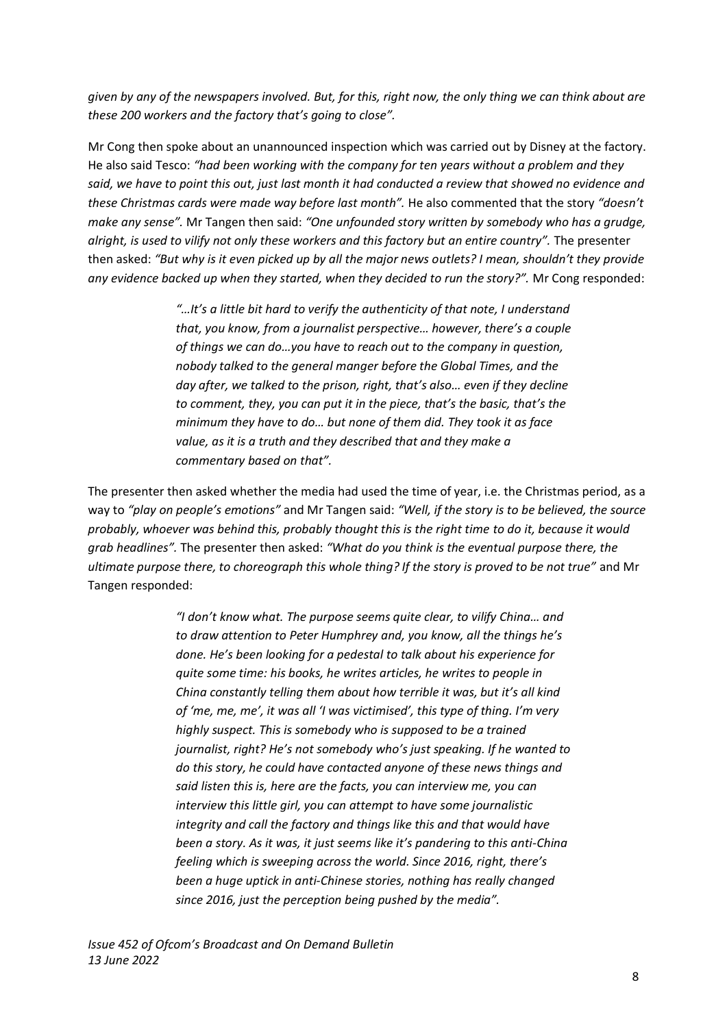*given by any of the newspapers involved. But, for this, right now, the only thing we can think about are these 200 workers and the factory that's going to close".*

Mr Cong then spoke about an unannounced inspection which was carried out by Disney at the factory. He also said Tesco: *"had been working with the company for ten years without a problem and they said, we have to point this out, just last month it had conducted a review that showed no evidence and these Christmas cards were made way before last month".* He also commented that the story *"doesn't make any sense".* Mr Tangen then said: *"One unfounded story written by somebody who has a grudge, alright, is used to vilify not only these workers and this factory but an entire country".* The presenter then asked: *"But why is it even picked up by all the major news outlets? I mean, shouldn't they provide any evidence backed up when they started, when they decided to run the story?".* Mr Cong responded:

> *"…It's a little bit hard to verify the authenticity of that note, I understand that, you know, from a journalist perspective… however, there's a couple of things we can do…you have to reach out to the company in question, nobody talked to the general manger before the Global Times, and the day after, we talked to the prison, right, that's also… even if they decline to comment, they, you can put it in the piece, that's the basic, that's the minimum they have to do… but none of them did. They took it as face value, as it is a truth and they described that and they make a commentary based on that".*

The presenter then asked whether the media had used the time of year, i.e. the Christmas period, as a way to *"play on people's emotions"* and Mr Tangen said: *"Well, if the story is to be believed, the source probably, whoever was behind this, probably thought this is the right time to do it, because it would grab headlines".* The presenter then asked: *"What do you think is the eventual purpose there, the ultimate purpose there, to choreograph this whole thing? If the story is proved to be not true"* and Mr Tangen responded:

> *"I don't know what. The purpose seems quite clear, to vilify China… and to draw attention to Peter Humphrey and, you know, all the things he's done. He's been looking for a pedestal to talk about his experience for quite some time: his books, he writes articles, he writes to people in China constantly telling them about how terrible it was, but it's all kind of 'me, me, me', it was all 'I was victimised', this type of thing. I'm very highly suspect. This is somebody who is supposed to be a trained journalist, right? He's not somebody who's just speaking. If he wanted to do this story, he could have contacted anyone of these news things and said listen this is, here are the facts, you can interview me, you can interview this little girl, you can attempt to have some journalistic integrity and call the factory and things like this and that would have been a story. As it was, it just seems like it's pandering to this anti-China feeling which is sweeping across the world. Since 2016, right, there's been a huge uptick in anti-Chinese stories, nothing has really changed since 2016, just the perception being pushed by the media".*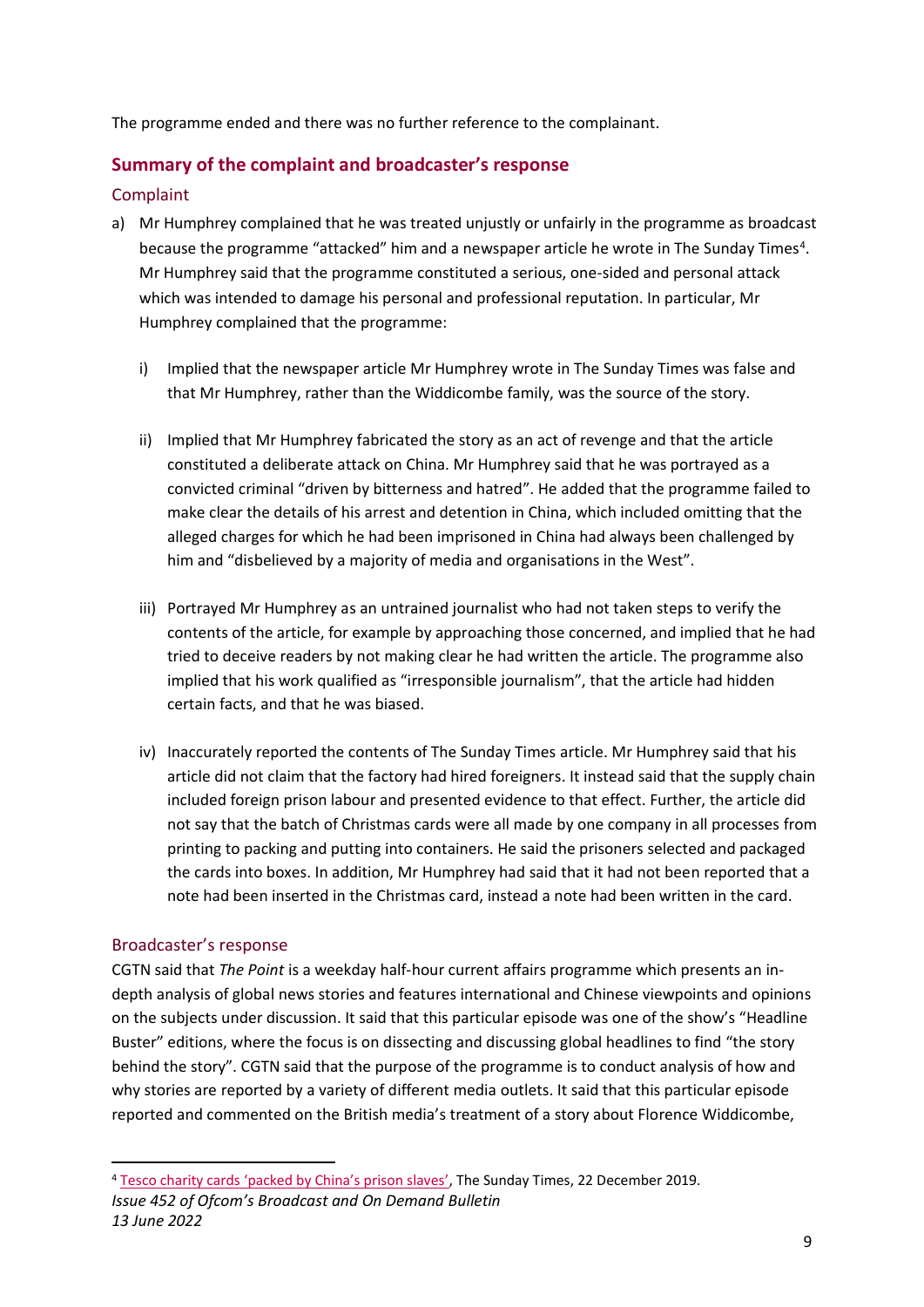The programme ended and there was no further reference to the complainant.

## Summary of the complaint and broadcaster's response

### Complaint

a) Mr Humphrey complained that he was treated unjustly or unfairly in the programme as broadcast because the programme "attacked" him and a newspaper article he wrote in The Sunday Times[4]. Mr Humphrey said that the programme constituted a serious, one-sided and personal attack which was intended to damage his personal and professional reputation. In particular, Mr Humphrey complained that the programme:

   i) Implied that the newspaper article Mr Humphrey wrote in The Sunday Times was false and that Mr Humphrey, rather than the Widdicombe family, was the source of the story.

   ii) Implied that Mr Humphrey fabricated the story as an act of revenge and that the article constituted a deliberate attack on China. Mr Humphrey said that he was portrayed as a convicted criminal "driven by bitterness and hatred". He added that the programme failed to make clear the details of his arrest and detention in China, which included omitting that the alleged charges for which he had been imprisoned in China had always been challenged by him and "disbelieved by a majority of media and organisations in the West".

   iii) Portrayed Mr Humphrey as an untrained journalist who had not taken steps to verify the contents of the article, for example by approaching those concerned, and implied that he had tried to deceive readers by not making clear he had written the article. The programme also implied that his work qualified as "irresponsible journalism", that the article had hidden certain facts, and that he was biased.

   iv) Inaccurately reported the contents of The Sunday Times article. Mr Humphrey said that his article did not claim that the factory had hired foreigners. It instead said that the supply chain included foreign prison labour and presented evidence to that effect. Further, the article did not say that the batch of Christmas cards were all made by one company in all processes from printing to packing and putting into containers. He said the prisoners selected and packaged the cards into boxes. In addition, Mr Humphrey had said that it had not been reported that a note had been inserted in the Christmas card, instead a note had been written in the card.

### Broadcaster's response

CGTN said that *The Point* is a weekday half-hour current affairs programme which presents an in-depth analysis of global news stories and features international and Chinese viewpoints and opinions on the subjects under discussion. It said that this particular episode was one of the show's "Headline Buster" editions, where the focus is on dissecting and discussing global headlines to find "the story behind the story". CGTN said that the purpose of the programme is to conduct analysis of how and why stories are reported by a variety of different media outlets. It said that this particular episode reported and commented on the British media's treatment of a story about Florence Widdicombe,

---

[4] Tesco charity cards 'packed by China's prison slaves', The Sunday Times, 22 December 2019.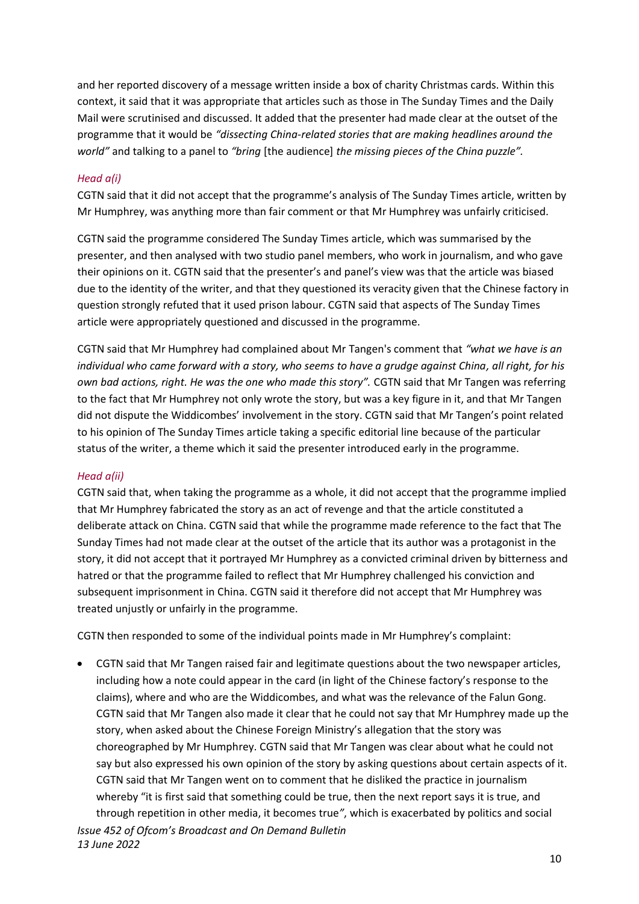and her reported discovery of a message written inside a box of charity Christmas cards. Within this context, it said that it was appropriate that articles such as those in The Sunday Times and the Daily Mail were scrutinised and discussed. It added that the presenter had made clear at the outset of the programme that it would be *"dissecting China-related stories that are making headlines around the world"* and talking to a panel to *"bring* [the audience] *the missing pieces of the China puzzle".*

### *Head a(i)*

CGTN said that it did not accept that the programme's analysis of The Sunday Times article, written by Mr Humphrey, was anything more than fair comment or that Mr Humphrey was unfairly criticised.

CGTN said the programme considered The Sunday Times article, which was summarised by the presenter, and then analysed with two studio panel members, who work in journalism, and who gave their opinions on it. CGTN said that the presenter's and panel's view was that the article was biased due to the identity of the writer, and that they questioned its veracity given that the Chinese factory in question strongly refuted that it used prison labour. CGTN said that aspects of The Sunday Times article were appropriately questioned and discussed in the programme.

CGTN said that Mr Humphrey had complained about Mr Tangen's comment that *"what we have is an individual who came forward with a story, who seems to have a grudge against China, all right, for his own bad actions, right. He was the one who made this story".* CGTN said that Mr Tangen was referring to the fact that Mr Humphrey not only wrote the story, but was a key figure in it, and that Mr Tangen did not dispute the Widdicombes' involvement in the story. CGTN said that Mr Tangen's point related to his opinion of The Sunday Times article taking a specific editorial line because of the particular status of the writer, a theme which it said the presenter introduced early in the programme.

### *Head a(ii)*

CGTN said that, when taking the programme as a whole, it did not accept that the programme implied that Mr Humphrey fabricated the story as an act of revenge and that the article constituted a deliberate attack on China. CGTN said that while the programme made reference to the fact that The Sunday Times had not made clear at the outset of the article that its author was a protagonist in the story, it did not accept that it portrayed Mr Humphrey as a convicted criminal driven by bitterness and hatred or that the programme failed to reflect that Mr Humphrey challenged his conviction and subsequent imprisonment in China. CGTN said it therefore did not accept that Mr Humphrey was treated unjustly or unfairly in the programme.

CGTN then responded to some of the individual points made in Mr Humphrey's complaint:

- CGTN said that Mr Tangen raised fair and legitimate questions about the two newspaper articles, including how a note could appear in the card (in light of the Chinese factory's response to the claims), where and who are the Widdicombes, and what was the relevance of the Falun Gong. CGTN said that Mr Tangen also made it clear that he could not say that Mr Humphrey made up the story, when asked about the Chinese Foreign Ministry's allegation that the story was choreographed by Mr Humphrey. CGTN said that Mr Tangen was clear about what he could not say but also expressed his own opinion of the story by asking questions about certain aspects of it. CGTN said that Mr Tangen went on to comment that he disliked the practice in journalism whereby "it is first said that something could be true, then the next report says it is true, and through repetition in other media, it becomes true", which is exacerbated by politics and social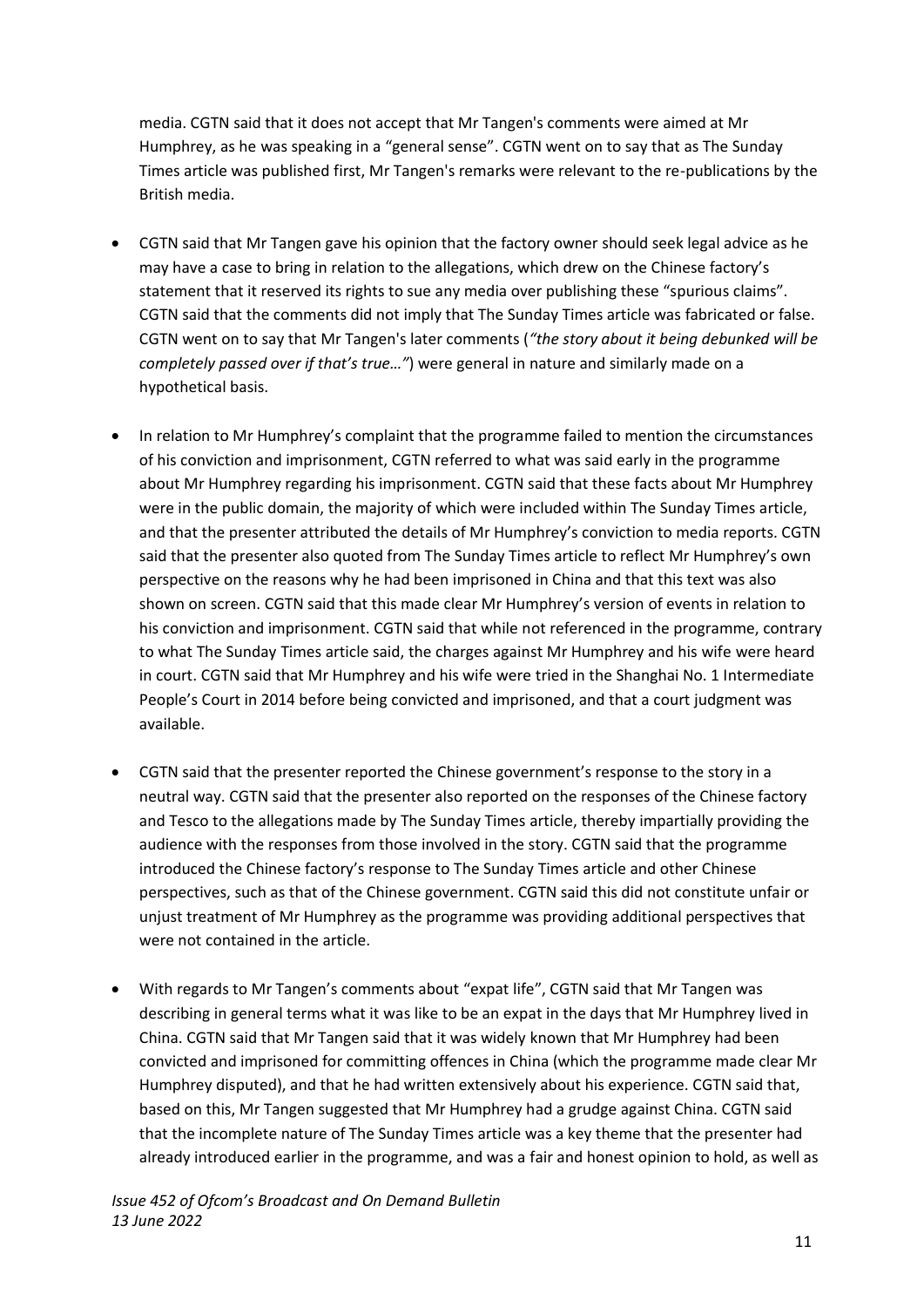media. CGTN said that it does not accept that Mr Tangen's comments were aimed at Mr Humphrey, as he was speaking in a "general sense". CGTN went on to say that as The Sunday Times article was published first, Mr Tangen's remarks were relevant to the re-publications by the British media.

- CGTN said that Mr Tangen gave his opinion that the factory owner should seek legal advice as he may have a case to bring in relation to the allegations, which drew on the Chinese factory's statement that it reserved its rights to sue any media over publishing these "spurious claims". CGTN said that the comments did not imply that The Sunday Times article was fabricated or false. CGTN went on to say that Mr Tangen's later comments (*"the story about it being debunked will be completely passed over if that's true…"*) were general in nature and similarly made on a hypothetical basis.

- In relation to Mr Humphrey's complaint that the programme failed to mention the circumstances of his conviction and imprisonment, CGTN referred to what was said early in the programme about Mr Humphrey regarding his imprisonment. CGTN said that these facts about Mr Humphrey were in the public domain, the majority of which were included within The Sunday Times article, and that the presenter attributed the details of Mr Humphrey's conviction to media reports. CGTN said that the presenter also quoted from The Sunday Times article to reflect Mr Humphrey's own perspective on the reasons why he had been imprisoned in China and that this text was also shown on screen. CGTN said that this made clear Mr Humphrey's version of events in relation to his conviction and imprisonment. CGTN said that while not referenced in the programme, contrary to what The Sunday Times article said, the charges against Mr Humphrey and his wife were heard in court. CGTN said that Mr Humphrey and his wife were tried in the Shanghai No. 1 Intermediate People's Court in 2014 before being convicted and imprisoned, and that a court judgment was available.

- CGTN said that the presenter reported the Chinese government's response to the story in a neutral way. CGTN said that the presenter also reported on the responses of the Chinese factory and Tesco to the allegations made by The Sunday Times article, thereby impartially providing the audience with the responses from those involved in the story. CGTN said that the programme introduced the Chinese factory's response to The Sunday Times article and other Chinese perspectives, such as that of the Chinese government. CGTN said this did not constitute unfair or unjust treatment of Mr Humphrey as the programme was providing additional perspectives that were not contained in the article.

- With regards to Mr Tangen's comments about "expat life", CGTN said that Mr Tangen was describing in general terms what it was like to be an expat in the days that Mr Humphrey lived in China. CGTN said that Mr Tangen said that it was widely known that Mr Humphrey had been convicted and imprisoned for committing offences in China (which the programme made clear Mr Humphrey disputed), and that he had written extensively about his experience. CGTN said that, based on this, Mr Tangen suggested that Mr Humphrey had a grudge against China. CGTN said that the incomplete nature of The Sunday Times article was a key theme that the presenter had already introduced earlier in the programme, and was a fair and honest opinion to hold, as well as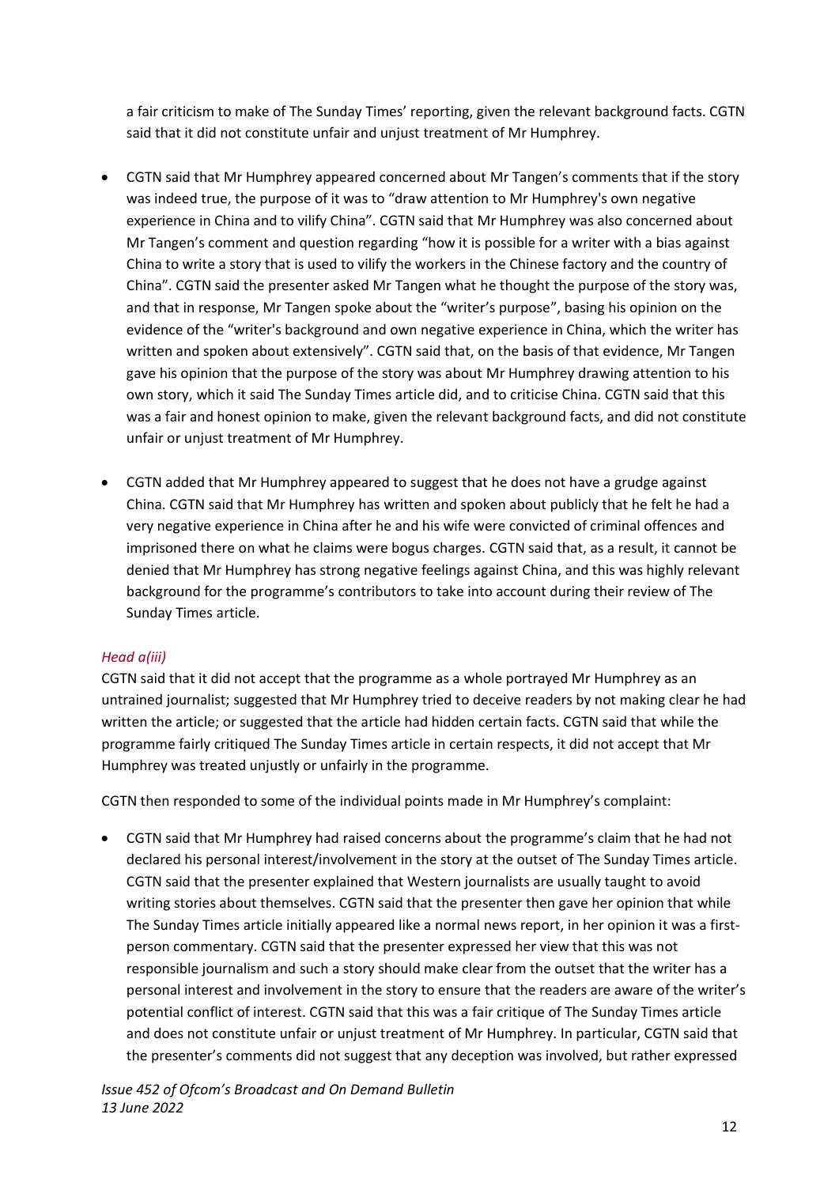a fair criticism to make of The Sunday Times' reporting, given the relevant background facts. CGTN said that it did not constitute unfair and unjust treatment of Mr Humphrey.

- CGTN said that Mr Humphrey appeared concerned about Mr Tangen's comments that if the story was indeed true, the purpose of it was to "draw attention to Mr Humphrey's own negative experience in China and to vilify China". CGTN said that Mr Humphrey was also concerned about Mr Tangen's comment and question regarding "how it is possible for a writer with a bias against China to write a story that is used to vilify the workers in the Chinese factory and the country of China". CGTN said the presenter asked Mr Tangen what he thought the purpose of the story was, and that in response, Mr Tangen spoke about the "writer's purpose", basing his opinion on the evidence of the "writer's background and own negative experience in China, which the writer has written and spoken about extensively". CGTN said that, on the basis of that evidence, Mr Tangen gave his opinion that the purpose of the story was about Mr Humphrey drawing attention to his own story, which it said The Sunday Times article did, and to criticise China. CGTN said that this was a fair and honest opinion to make, given the relevant background facts, and did not constitute unfair or unjust treatment of Mr Humphrey.

- CGTN added that Mr Humphrey appeared to suggest that he does not have a grudge against China. CGTN said that Mr Humphrey has written and spoken about publicly that he felt he had a very negative experience in China after he and his wife were convicted of criminal offences and imprisoned there on what he claims were bogus charges. CGTN said that, as a result, it cannot be denied that Mr Humphrey has strong negative feelings against China, and this was highly relevant background for the programme's contributors to take into account during their review of The Sunday Times article.

*Head a(iii)*

CGTN said that it did not accept that the programme as a whole portrayed Mr Humphrey as an untrained journalist; suggested that Mr Humphrey tried to deceive readers by not making clear he had written the article; or suggested that the article had hidden certain facts. CGTN said that while the programme fairly critiqued The Sunday Times article in certain respects, it did not accept that Mr Humphrey was treated unjustly or unfairly in the programme.

CGTN then responded to some of the individual points made in Mr Humphrey's complaint:

- CGTN said that Mr Humphrey had raised concerns about the programme's claim that he had not declared his personal interest/involvement in the story at the outset of The Sunday Times article. CGTN said that the presenter explained that Western journalists are usually taught to avoid writing stories about themselves. CGTN said that the presenter then gave her opinion that while The Sunday Times article initially appeared like a normal news report, in her opinion it was a first-person commentary. CGTN said that the presenter expressed her view that this was not responsible journalism and such a story should make clear from the outset that the writer has a personal interest and involvement in the story to ensure that the readers are aware of the writer's potential conflict of interest. CGTN said that this was a fair critique of The Sunday Times article and does not constitute unfair or unjust treatment of Mr Humphrey. In particular, CGTN said that the presenter's comments did not suggest that any deception was involved, but rather expressed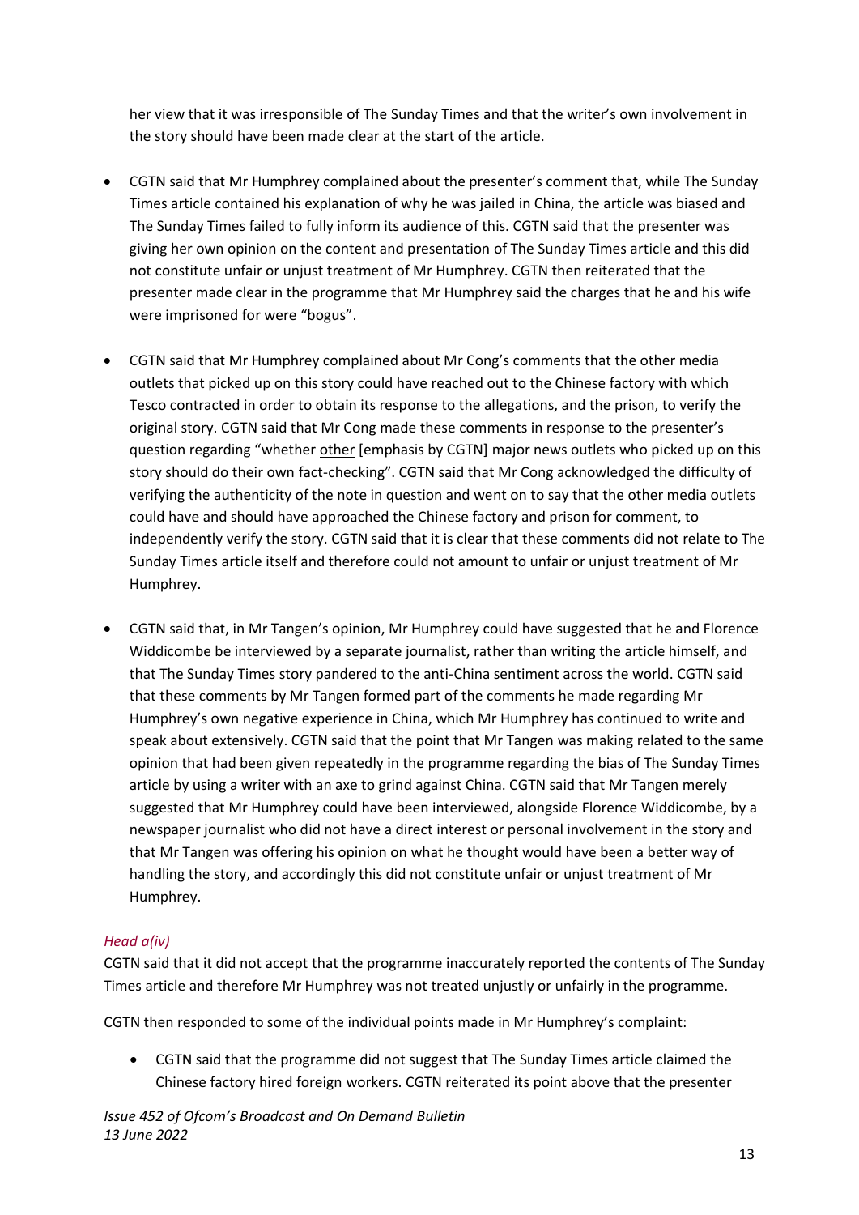her view that it was irresponsible of The Sunday Times and that the writer's own involvement in the story should have been made clear at the start of the article.

- CGTN said that Mr Humphrey complained about the presenter's comment that, while The Sunday Times article contained his explanation of why he was jailed in China, the article was biased and The Sunday Times failed to fully inform its audience of this. CGTN said that the presenter was giving her own opinion on the content and presentation of The Sunday Times article and this did not constitute unfair or unjust treatment of Mr Humphrey. CGTN then reiterated that the presenter made clear in the programme that Mr Humphrey said the charges that he and his wife were imprisoned for were "bogus".

- CGTN said that Mr Humphrey complained about Mr Cong's comments that the other media outlets that picked up on this story could have reached out to the Chinese factory with which Tesco contracted in order to obtain its response to the allegations, and the prison, to verify the original story. CGTN said that Mr Cong made these comments in response to the presenter's question regarding "whether <u>other</u> [emphasis by CGTN] major news outlets who picked up on this story should do their own fact-checking". CGTN said that Mr Cong acknowledged the difficulty of verifying the authenticity of the note in question and went on to say that the other media outlets could have and should have approached the Chinese factory and prison for comment, to independently verify the story. CGTN said that it is clear that these comments did not relate to The Sunday Times article itself and therefore could not amount to unfair or unjust treatment of Mr Humphrey.

- CGTN said that, in Mr Tangen's opinion, Mr Humphrey could have suggested that he and Florence Widdicombe be interviewed by a separate journalist, rather than writing the article himself, and that The Sunday Times story pandered to the anti-China sentiment across the world. CGTN said that these comments by Mr Tangen formed part of the comments he made regarding Mr Humphrey's own negative experience in China, which Mr Humphrey has continued to write and speak about extensively. CGTN said that the point that Mr Tangen was making related to the same opinion that had been given repeatedly in the programme regarding the bias of The Sunday Times article by using a writer with an axe to grind against China. CGTN said that Mr Tangen merely suggested that Mr Humphrey could have been interviewed, alongside Florence Widdicombe, by a newspaper journalist who did not have a direct interest or personal involvement in the story and that Mr Tangen was offering his opinion on what he thought would have been a better way of handling the story, and accordingly this did not constitute unfair or unjust treatment of Mr Humphrey.

### *Head a(iv)*

CGTN said that it did not accept that the programme inaccurately reported the contents of The Sunday Times article and therefore Mr Humphrey was not treated unjustly or unfairly in the programme.

CGTN then responded to some of the individual points made in Mr Humphrey's complaint:

- CGTN said that the programme did not suggest that The Sunday Times article claimed the Chinese factory hired foreign workers. CGTN reiterated its point above that the presenter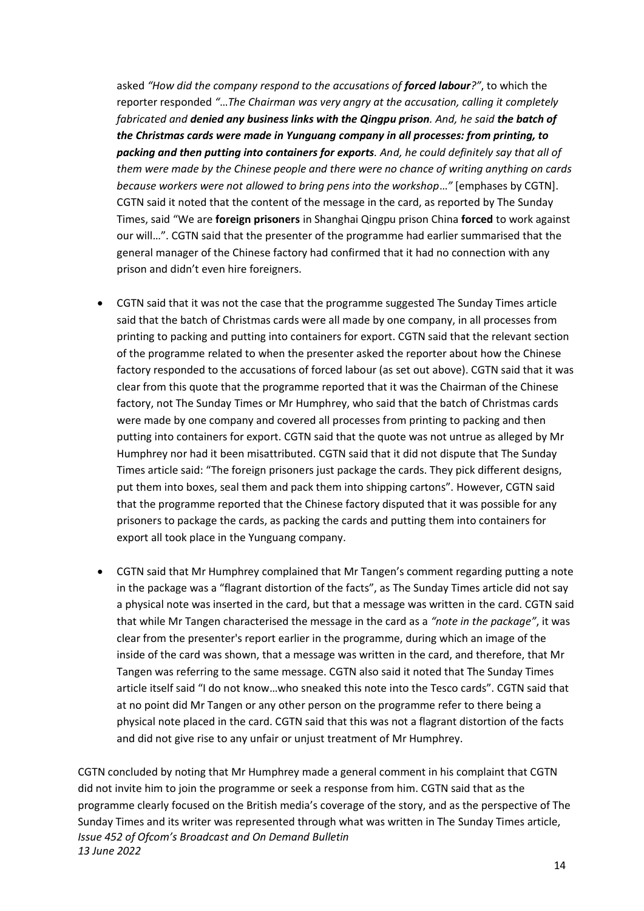asked *"How did the company respond to the accusations of **forced labour**?"*, to which the reporter responded *"…The Chairman was very angry at the accusation, calling it completely fabricated and **denied any business links with the Qingpu prison**. And, he said **the batch of the Christmas cards were made in Yunguang company in all processes: from printing, to packing and then putting into containers for exports**. And, he could definitely say that all of them were made by the Chinese people and there were no chance of writing anything on cards because workers were not allowed to bring pens into the workshop…"* [emphases by CGTN]. CGTN said it noted that the content of the message in the card, as reported by The Sunday Times, said "We are **foreign prisoners** in Shanghai Qingpu prison China **forced** to work against our will…". CGTN said that the presenter of the programme had earlier summarised that the general manager of the Chinese factory had confirmed that it had no connection with any prison and didn't even hire foreigners.

- CGTN said that it was not the case that the programme suggested The Sunday Times article said that the batch of Christmas cards were all made by one company, in all processes from printing to packing and putting into containers for export. CGTN said that the relevant section of the programme related to when the presenter asked the reporter about how the Chinese factory responded to the accusations of forced labour (as set out above). CGTN said that it was clear from this quote that the programme reported that it was the Chairman of the Chinese factory, not The Sunday Times or Mr Humphrey, who said that the batch of Christmas cards were made by one company and covered all processes from printing to packing and then putting into containers for export. CGTN said that the quote was not untrue as alleged by Mr Humphrey nor had it been misattributed. CGTN said that it did not dispute that The Sunday Times article said: "The foreign prisoners just package the cards. They pick different designs, put them into boxes, seal them and pack them into shipping cartons". However, CGTN said that the programme reported that the Chinese factory disputed that it was possible for any prisoners to package the cards, as packing the cards and putting them into containers for export all took place in the Yunguang company.

- CGTN said that Mr Humphrey complained that Mr Tangen's comment regarding putting a note in the package was a "flagrant distortion of the facts", as The Sunday Times article did not say a physical note was inserted in the card, but that a message was written in the card. CGTN said that while Mr Tangen characterised the message in the card as a *"note in the package"*, it was clear from the presenter's report earlier in the programme, during which an image of the inside of the card was shown, that a message was written in the card, and therefore, that Mr Tangen was referring to the same message. CGTN also said it noted that The Sunday Times article itself said "I do not know…who sneaked this note into the Tesco cards". CGTN said that at no point did Mr Tangen or any other person on the programme refer to there being a physical note placed in the card. CGTN said that this was not a flagrant distortion of the facts and did not give rise to any unfair or unjust treatment of Mr Humphrey.

CGTN concluded by noting that Mr Humphrey made a general comment in his complaint that CGTN did not invite him to join the programme or seek a response from him. CGTN said that as the programme clearly focused on the British media's coverage of the story, and as the perspective of The Sunday Times and its writer was represented through what was written in The Sunday Times article,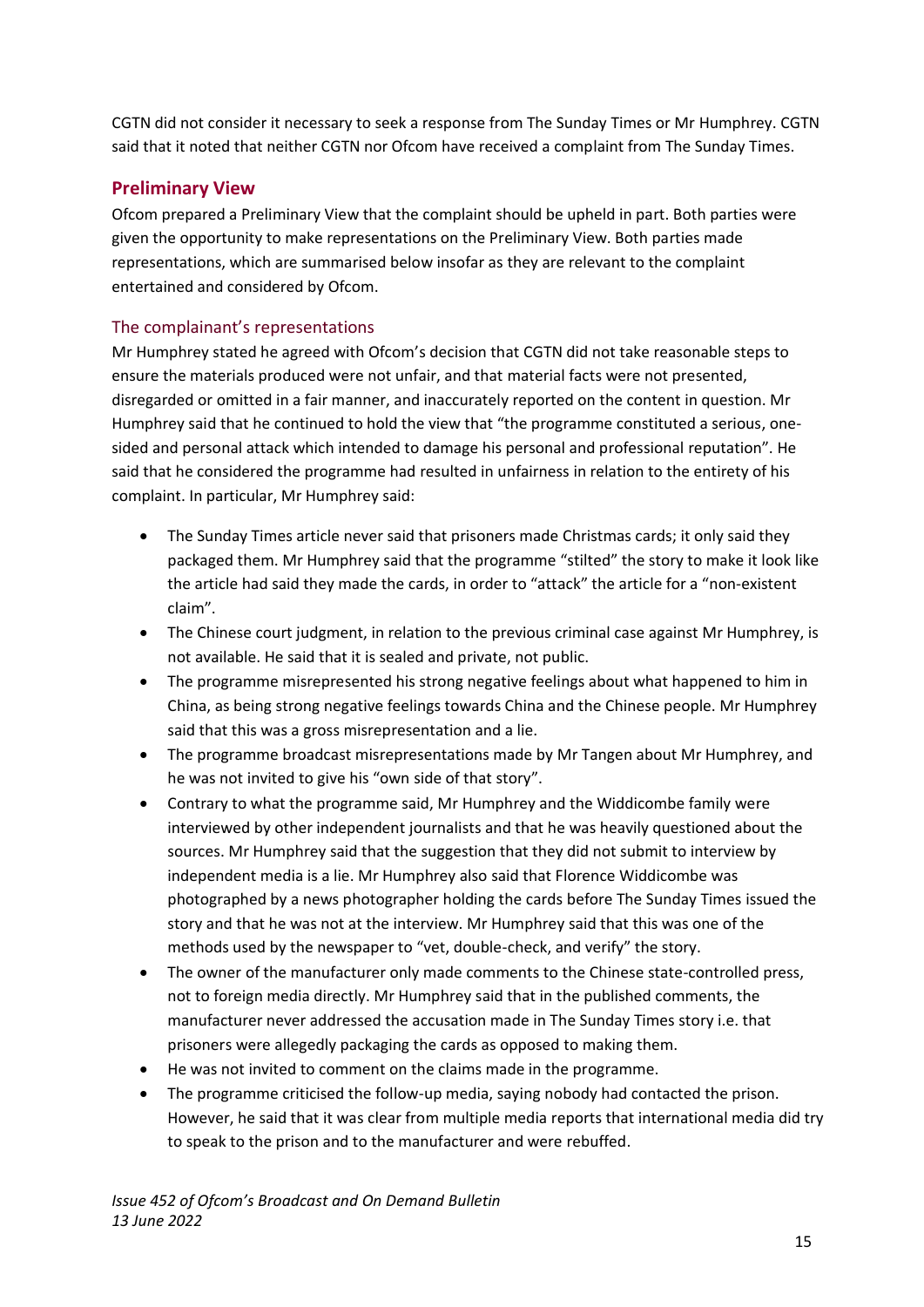CGTN did not consider it necessary to seek a response from The Sunday Times or Mr Humphrey. CGTN said that it noted that neither CGTN nor Ofcom have received a complaint from The Sunday Times.

## Preliminary View

Ofcom prepared a Preliminary View that the complaint should be upheld in part. Both parties were given the opportunity to make representations on the Preliminary View. Both parties made representations, which are summarised below insofar as they are relevant to the complaint entertained and considered by Ofcom.

### The complainant's representations

Mr Humphrey stated he agreed with Ofcom's decision that CGTN did not take reasonable steps to ensure the materials produced were not unfair, and that material facts were not presented, disregarded or omitted in a fair manner, and inaccurately reported on the content in question. Mr Humphrey said that he continued to hold the view that "the programme constituted a serious, one-sided and personal attack which intended to damage his personal and professional reputation". He said that he considered the programme had resulted in unfairness in relation to the entirety of his complaint. In particular, Mr Humphrey said:

- The Sunday Times article never said that prisoners made Christmas cards; it only said they packaged them. Mr Humphrey said that the programme "stilted" the story to make it look like the article had said they made the cards, in order to "attack" the article for a "non-existent claim".
- The Chinese court judgment, in relation to the previous criminal case against Mr Humphrey, is not available. He said that it is sealed and private, not public.
- The programme misrepresented his strong negative feelings about what happened to him in China, as being strong negative feelings towards China and the Chinese people. Mr Humphrey said that this was a gross misrepresentation and a lie.
- The programme broadcast misrepresentations made by Mr Tangen about Mr Humphrey, and he was not invited to give his "own side of that story".
- Contrary to what the programme said, Mr Humphrey and the Widdicombe family were interviewed by other independent journalists and that he was heavily questioned about the sources. Mr Humphrey said that the suggestion that they did not submit to interview by independent media is a lie. Mr Humphrey also said that Florence Widdicombe was photographed by a news photographer holding the cards before The Sunday Times issued the story and that he was not at the interview. Mr Humphrey said that this was one of the methods used by the newspaper to "vet, double-check, and verify" the story.
- The owner of the manufacturer only made comments to the Chinese state-controlled press, not to foreign media directly. Mr Humphrey said that in the published comments, the manufacturer never addressed the accusation made in The Sunday Times story i.e. that prisoners were allegedly packaging the cards as opposed to making them.
- He was not invited to comment on the claims made in the programme.
- The programme criticised the follow-up media, saying nobody had contacted the prison. However, he said that it was clear from multiple media reports that international media did try to speak to the prison and to the manufacturer and were rebuffed.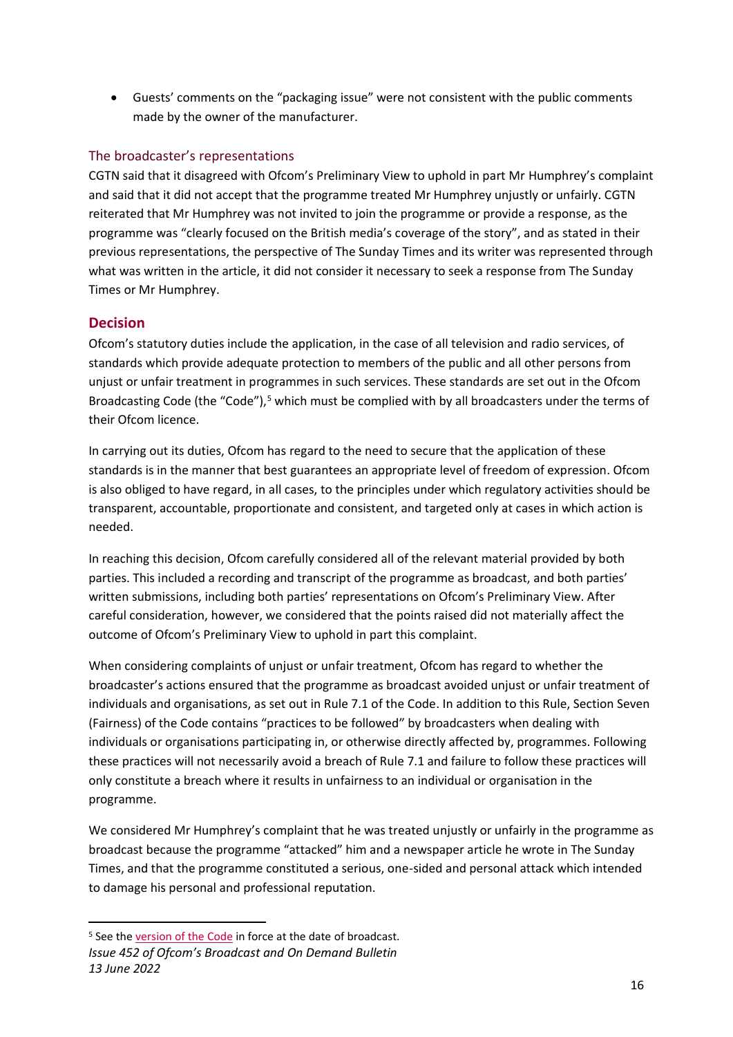- Guests' comments on the "packaging issue" were not consistent with the public comments made by the owner of the manufacturer.

### The broadcaster's representations

CGTN said that it disagreed with Ofcom's Preliminary View to uphold in part Mr Humphrey's complaint and said that it did not accept that the programme treated Mr Humphrey unjustly or unfairly. CGTN reiterated that Mr Humphrey was not invited to join the programme or provide a response, as the programme was "clearly focused on the British media's coverage of the story", and as stated in their previous representations, the perspective of The Sunday Times and its writer was represented through what was written in the article, it did not consider it necessary to seek a response from The Sunday Times or Mr Humphrey.

## Decision

Ofcom's statutory duties include the application, in the case of all television and radio services, of standards which provide adequate protection to members of the public and all other persons from unjust or unfair treatment in programmes in such services. These standards are set out in the Ofcom Broadcasting Code (the "Code"),[5] which must be complied with by all broadcasters under the terms of their Ofcom licence.

In carrying out its duties, Ofcom has regard to the need to secure that the application of these standards is in the manner that best guarantees an appropriate level of freedom of expression. Ofcom is also obliged to have regard, in all cases, to the principles under which regulatory activities should be transparent, accountable, proportionate and consistent, and targeted only at cases in which action is needed.

In reaching this decision, Ofcom carefully considered all of the relevant material provided by both parties. This included a recording and transcript of the programme as broadcast, and both parties' written submissions, including both parties' representations on Ofcom's Preliminary View. After careful consideration, however, we considered that the points raised did not materially affect the outcome of Ofcom's Preliminary View to uphold in part this complaint.

When considering complaints of unjust or unfair treatment, Ofcom has regard to whether the broadcaster's actions ensured that the programme as broadcast avoided unjust or unfair treatment of individuals and organisations, as set out in Rule 7.1 of the Code. In addition to this Rule, Section Seven (Fairness) of the Code contains "practices to be followed" by broadcasters when dealing with individuals or organisations participating in, or otherwise directly affected by, programmes. Following these practices will not necessarily avoid a breach of Rule 7.1 and failure to follow these practices will only constitute a breach where it results in unfairness to an individual or organisation in the programme.

We considered Mr Humphrey's complaint that he was treated unjustly or unfairly in the programme as broadcast because the programme "attacked" him and a newspaper article he wrote in The Sunday Times, and that the programme constituted a serious, one-sided and personal attack which intended to damage his personal and professional reputation.

[5] See the version of the Code in force at the date of broadcast.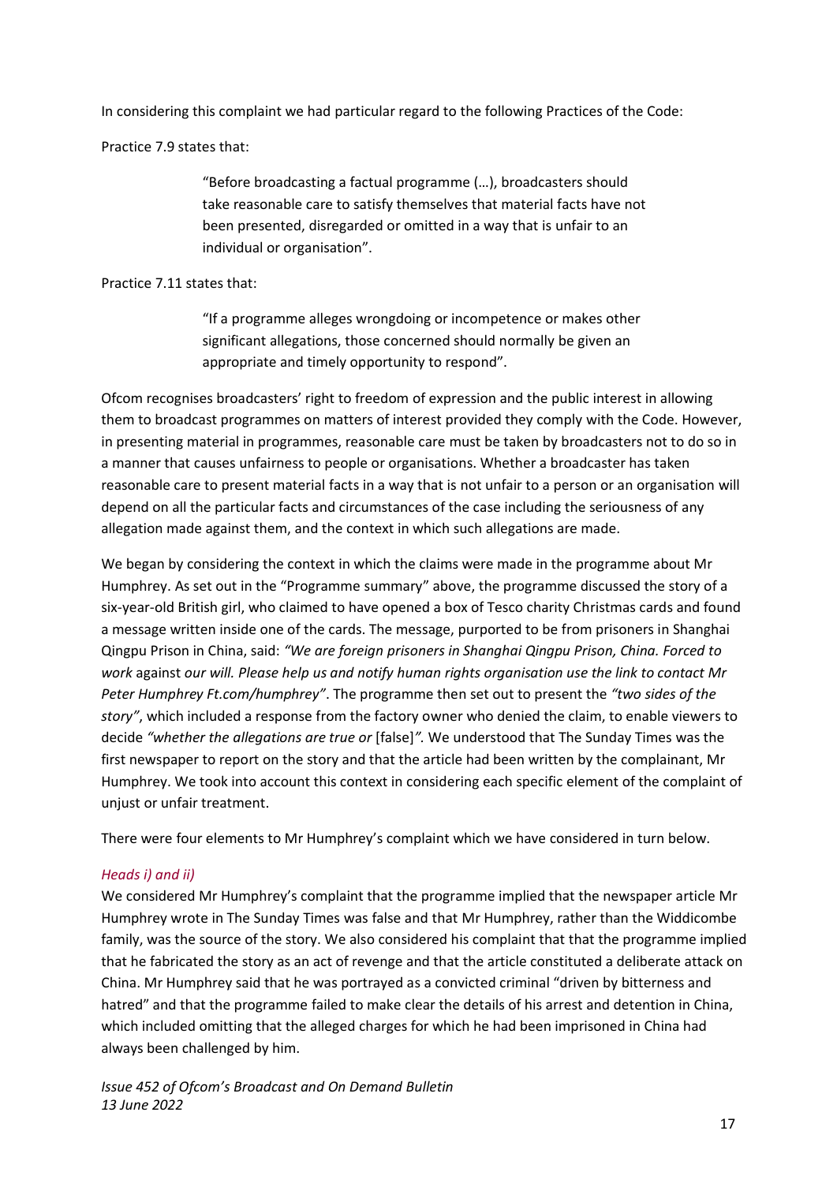In considering this complaint we had particular regard to the following Practices of the Code:

Practice 7.9 states that:

> "Before broadcasting a factual programme (…), broadcasters should take reasonable care to satisfy themselves that material facts have not been presented, disregarded or omitted in a way that is unfair to an individual or organisation".

Practice 7.11 states that:

> "If a programme alleges wrongdoing or incompetence or makes other significant allegations, those concerned should normally be given an appropriate and timely opportunity to respond".

Ofcom recognises broadcasters' right to freedom of expression and the public interest in allowing them to broadcast programmes on matters of interest provided they comply with the Code. However, in presenting material in programmes, reasonable care must be taken by broadcasters not to do so in a manner that causes unfairness to people or organisations. Whether a broadcaster has taken reasonable care to present material facts in a way that is not unfair to a person or an organisation will depend on all the particular facts and circumstances of the case including the seriousness of any allegation made against them, and the context in which such allegations are made.

We began by considering the context in which the claims were made in the programme about Mr Humphrey. As set out in the "Programme summary" above, the programme discussed the story of a six-year-old British girl, who claimed to have opened a box of Tesco charity Christmas cards and found a message written inside one of the cards. The message, purported to be from prisoners in Shanghai Qingpu Prison in China, said: *"We are foreign prisoners in Shanghai Qingpu Prison, China. Forced to work* against *our will. Please help us and notify human rights organisation use the link to contact Mr Peter Humphrey Ft.com/humphrey"*. The programme then set out to present the *"two sides of the story"*, which included a response from the factory owner who denied the claim, to enable viewers to decide *"whether the allegations are true or* [false]*".* We understood that The Sunday Times was the first newspaper to report on the story and that the article had been written by the complainant, Mr Humphrey. We took into account this context in considering each specific element of the complaint of unjust or unfair treatment.

There were four elements to Mr Humphrey's complaint which we have considered in turn below.

*Heads i) and ii)*

We considered Mr Humphrey's complaint that the programme implied that the newspaper article Mr Humphrey wrote in The Sunday Times was false and that Mr Humphrey, rather than the Widdicombe family, was the source of the story. We also considered his complaint that that the programme implied that he fabricated the story as an act of revenge and that the article constituted a deliberate attack on China. Mr Humphrey said that he was portrayed as a convicted criminal "driven by bitterness and hatred" and that the programme failed to make clear the details of his arrest and detention in China, which included omitting that the alleged charges for which he had been imprisoned in China had always been challenged by him.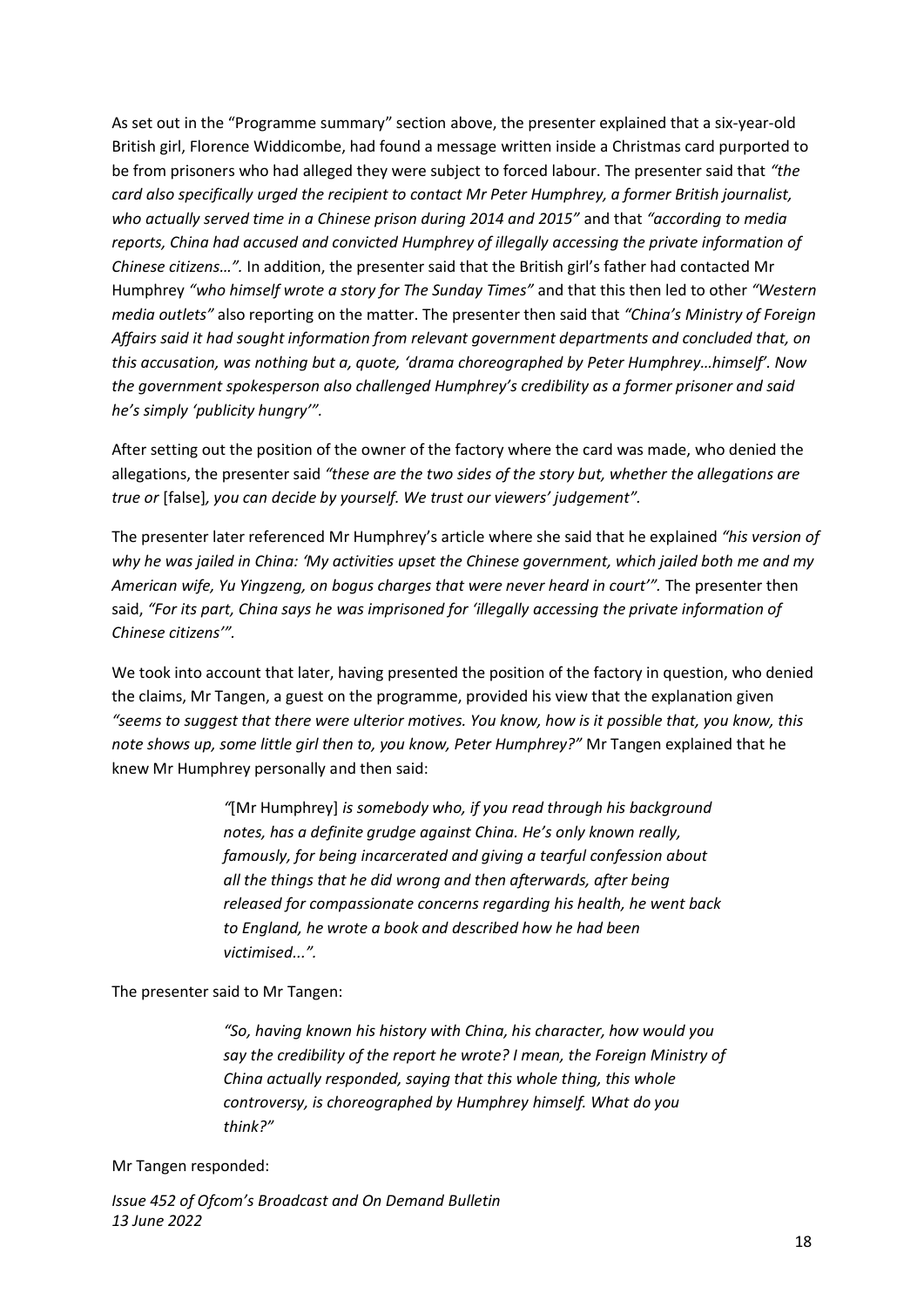As set out in the "Programme summary" section above, the presenter explained that a six-year-old British girl, Florence Widdicombe, had found a message written inside a Christmas card purported to be from prisoners who had alleged they were subject to forced labour. The presenter said that *"the card also specifically urged the recipient to contact Mr Peter Humphrey, a former British journalist, who actually served time in a Chinese prison during 2014 and 2015"* and that *"according to media reports, China had accused and convicted Humphrey of illegally accessing the private information of Chinese citizens…".* In addition, the presenter said that the British girl's father had contacted Mr Humphrey *"who himself wrote a story for The Sunday Times"* and that this then led to other *"Western media outlets"* also reporting on the matter. The presenter then said that *"China's Ministry of Foreign Affairs said it had sought information from relevant government departments and concluded that, on this accusation, was nothing but a, quote, 'drama choreographed by Peter Humphrey…himself'. Now the government spokesperson also challenged Humphrey's credibility as a former prisoner and said he's simply 'publicity hungry'".*

After setting out the position of the owner of the factory where the card was made, who denied the allegations, the presenter said *"these are the two sides of the story but, whether the allegations are true or* [false]*, you can decide by yourself. We trust our viewers' judgement".*

The presenter later referenced Mr Humphrey's article where she said that he explained *"his version of why he was jailed in China: 'My activities upset the Chinese government, which jailed both me and my American wife, Yu Yingzeng, on bogus charges that were never heard in court'".* The presenter then said, *"For its part, China says he was imprisoned for 'illegally accessing the private information of Chinese citizens'".*

We took into account that later, having presented the position of the factory in question, who denied the claims, Mr Tangen, a guest on the programme, provided his view that the explanation given *"seems to suggest that there were ulterior motives. You know, how is it possible that, you know, this note shows up, some little girl then to, you know, Peter Humphrey?"* Mr Tangen explained that he knew Mr Humphrey personally and then said:

> *"*[Mr Humphrey] *is somebody who, if you read through his background notes, has a definite grudge against China. He's only known really, famously, for being incarcerated and giving a tearful confession about all the things that he did wrong and then afterwards, after being released for compassionate concerns regarding his health, he went back to England, he wrote a book and described how he had been victimised...".*

The presenter said to Mr Tangen:

> *"So, having known his history with China, his character, how would you say the credibility of the report he wrote? I mean, the Foreign Ministry of China actually responded, saying that this whole thing, this whole controversy, is choreographed by Humphrey himself. What do you think?"*

Mr Tangen responded: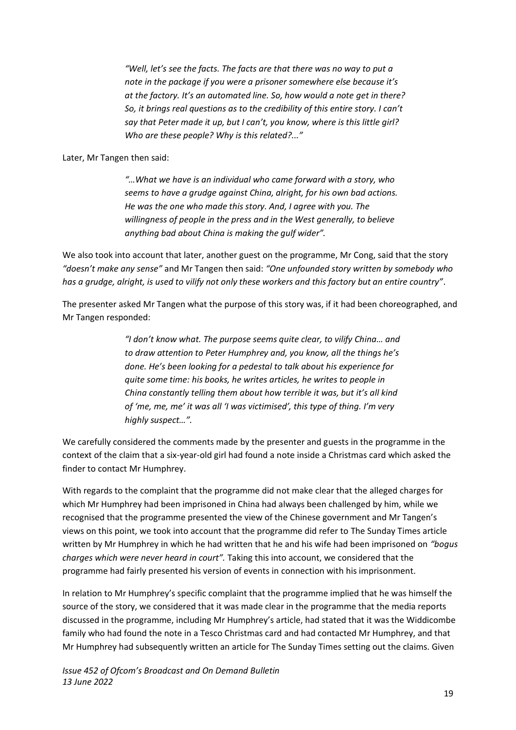> *"Well, let's see the facts. The facts are that there was no way to put a note in the package if you were a prisoner somewhere else because it's at the factory. It's an automated line. So, how would a note get in there? So, it brings real questions as to the credibility of this entire story. I can't say that Peter made it up, but I can't, you know, where is this little girl? Who are these people? Why is this related?..."*

Later, Mr Tangen then said:

> *"…What we have is an individual who came forward with a story, who seems to have a grudge against China, alright, for his own bad actions. He was the one who made this story. And, I agree with you. The willingness of people in the press and in the West generally, to believe anything bad about China is making the gulf wider".*

We also took into account that later, another guest on the programme, Mr Cong, said that the story *"doesn't make any sense"* and Mr Tangen then said: *"One unfounded story written by somebody who has a grudge, alright, is used to vilify not only these workers and this factory but an entire country"*.

The presenter asked Mr Tangen what the purpose of this story was, if it had been choreographed, and Mr Tangen responded:

> *"I don't know what. The purpose seems quite clear, to vilify China… and to draw attention to Peter Humphrey and, you know, all the things he's done. He's been looking for a pedestal to talk about his experience for quite some time: his books, he writes articles, he writes to people in China constantly telling them about how terrible it was, but it's all kind of 'me, me, me' it was all 'I was victimised', this type of thing. I'm very highly suspect…".*

We carefully considered the comments made by the presenter and guests in the programme in the context of the claim that a six-year-old girl had found a note inside a Christmas card which asked the finder to contact Mr Humphrey.

With regards to the complaint that the programme did not make clear that the alleged charges for which Mr Humphrey had been imprisoned in China had always been challenged by him, while we recognised that the programme presented the view of the Chinese government and Mr Tangen's views on this point, we took into account that the programme did refer to The Sunday Times article written by Mr Humphrey in which he had written that he and his wife had been imprisoned on *"bogus charges which were never heard in court"*. Taking this into account, we considered that the programme had fairly presented his version of events in connection with his imprisonment.

In relation to Mr Humphrey's specific complaint that the programme implied that he was himself the source of the story, we considered that it was made clear in the programme that the media reports discussed in the programme, including Mr Humphrey's article, had stated that it was the Widdicombe family who had found the note in a Tesco Christmas card and had contacted Mr Humphrey, and that Mr Humphrey had subsequently written an article for The Sunday Times setting out the claims. Given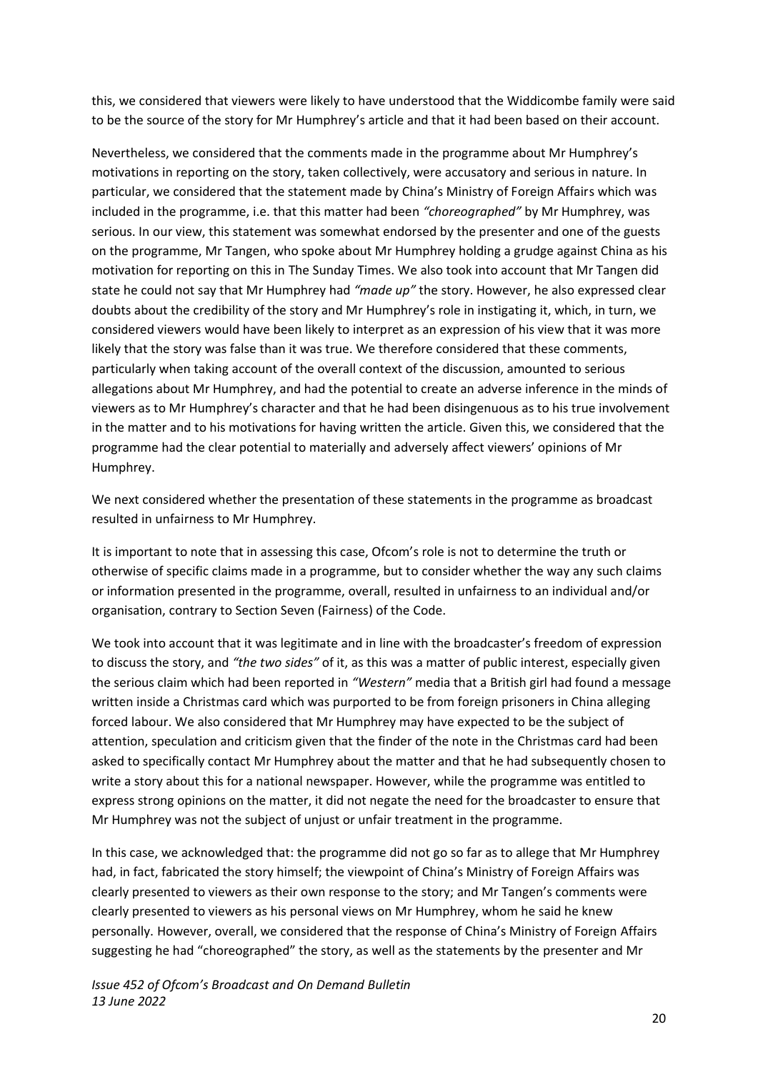this, we considered that viewers were likely to have understood that the Widdicombe family were said to be the source of the story for Mr Humphrey's article and that it had been based on their account.

Nevertheless, we considered that the comments made in the programme about Mr Humphrey's motivations in reporting on the story, taken collectively, were accusatory and serious in nature. In particular, we considered that the statement made by China's Ministry of Foreign Affairs which was included in the programme, i.e. that this matter had been *"choreographed"* by Mr Humphrey, was serious. In our view, this statement was somewhat endorsed by the presenter and one of the guests on the programme, Mr Tangen, who spoke about Mr Humphrey holding a grudge against China as his motivation for reporting on this in The Sunday Times. We also took into account that Mr Tangen did state he could not say that Mr Humphrey had *"made up"* the story. However, he also expressed clear doubts about the credibility of the story and Mr Humphrey's role in instigating it, which, in turn, we considered viewers would have been likely to interpret as an expression of his view that it was more likely that the story was false than it was true. We therefore considered that these comments, particularly when taking account of the overall context of the discussion, amounted to serious allegations about Mr Humphrey, and had the potential to create an adverse inference in the minds of viewers as to Mr Humphrey's character and that he had been disingenuous as to his true involvement in the matter and to his motivations for having written the article. Given this, we considered that the programme had the clear potential to materially and adversely affect viewers' opinions of Mr Humphrey.

We next considered whether the presentation of these statements in the programme as broadcast resulted in unfairness to Mr Humphrey.

It is important to note that in assessing this case, Ofcom's role is not to determine the truth or otherwise of specific claims made in a programme, but to consider whether the way any such claims or information presented in the programme, overall, resulted in unfairness to an individual and/or organisation, contrary to Section Seven (Fairness) of the Code.

We took into account that it was legitimate and in line with the broadcaster's freedom of expression to discuss the story, and *"the two sides"* of it, as this was a matter of public interest, especially given the serious claim which had been reported in *"Western"* media that a British girl had found a message written inside a Christmas card which was purported to be from foreign prisoners in China alleging forced labour. We also considered that Mr Humphrey may have expected to be the subject of attention, speculation and criticism given that the finder of the note in the Christmas card had been asked to specifically contact Mr Humphrey about the matter and that he had subsequently chosen to write a story about this for a national newspaper. However, while the programme was entitled to express strong opinions on the matter, it did not negate the need for the broadcaster to ensure that Mr Humphrey was not the subject of unjust or unfair treatment in the programme.

In this case, we acknowledged that: the programme did not go so far as to allege that Mr Humphrey had, in fact, fabricated the story himself; the viewpoint of China's Ministry of Foreign Affairs was clearly presented to viewers as their own response to the story; and Mr Tangen's comments were clearly presented to viewers as his personal views on Mr Humphrey, whom he said he knew personally. However, overall, we considered that the response of China's Ministry of Foreign Affairs suggesting he had "choreographed" the story, as well as the statements by the presenter and Mr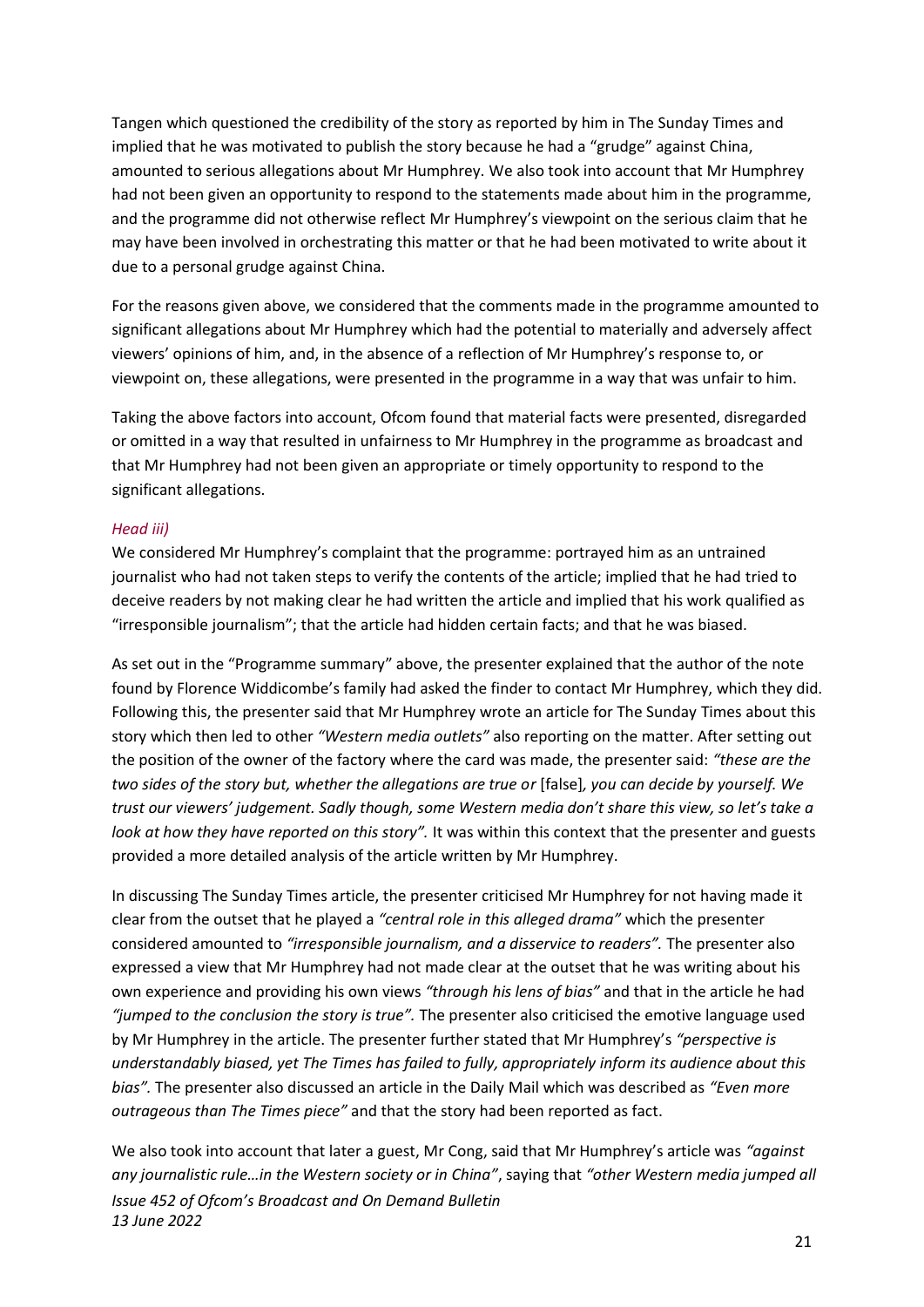Tangen which questioned the credibility of the story as reported by him in The Sunday Times and implied that he was motivated to publish the story because he had a "grudge" against China, amounted to serious allegations about Mr Humphrey. We also took into account that Mr Humphrey had not been given an opportunity to respond to the statements made about him in the programme, and the programme did not otherwise reflect Mr Humphrey's viewpoint on the serious claim that he may have been involved in orchestrating this matter or that he had been motivated to write about it due to a personal grudge against China.

For the reasons given above, we considered that the comments made in the programme amounted to significant allegations about Mr Humphrey which had the potential to materially and adversely affect viewers' opinions of him, and, in the absence of a reflection of Mr Humphrey's response to, or viewpoint on, these allegations, were presented in the programme in a way that was unfair to him.

Taking the above factors into account, Ofcom found that material facts were presented, disregarded or omitted in a way that resulted in unfairness to Mr Humphrey in the programme as broadcast and that Mr Humphrey had not been given an appropriate or timely opportunity to respond to the significant allegations.

*Head iii)*

We considered Mr Humphrey's complaint that the programme: portrayed him as an untrained journalist who had not taken steps to verify the contents of the article; implied that he had tried to deceive readers by not making clear he had written the article and implied that his work qualified as "irresponsible journalism"; that the article had hidden certain facts; and that he was biased.

As set out in the "Programme summary" above, the presenter explained that the author of the note found by Florence Widdicombe's family had asked the finder to contact Mr Humphrey, which they did. Following this, the presenter said that Mr Humphrey wrote an article for The Sunday Times about this story which then led to other *"Western media outlets"* also reporting on the matter. After setting out the position of the owner of the factory where the card was made, the presenter said: *"these are the two sides of the story but, whether the allegations are true or* [false]*, you can decide by yourself. We trust our viewers' judgement. Sadly though, some Western media don't share this view, so let's take a look at how they have reported on this story".* It was within this context that the presenter and guests provided a more detailed analysis of the article written by Mr Humphrey.

In discussing The Sunday Times article, the presenter criticised Mr Humphrey for not having made it clear from the outset that he played a *"central role in this alleged drama"* which the presenter considered amounted to *"irresponsible journalism, and a disservice to readers".* The presenter also expressed a view that Mr Humphrey had not made clear at the outset that he was writing about his own experience and providing his own views *"through his lens of bias"* and that in the article he had *"jumped to the conclusion the story is true".* The presenter also criticised the emotive language used by Mr Humphrey in the article. The presenter further stated that Mr Humphrey's *"perspective is understandably biased, yet The Times has failed to fully, appropriately inform its audience about this bias".* The presenter also discussed an article in the Daily Mail which was described as *"Even more outrageous than The Times piece"* and that the story had been reported as fact.

We also took into account that later a guest, Mr Cong, said that Mr Humphrey's article was *"against any journalistic rule…in the Western society or in China"*, saying that *"other Western media jumped all*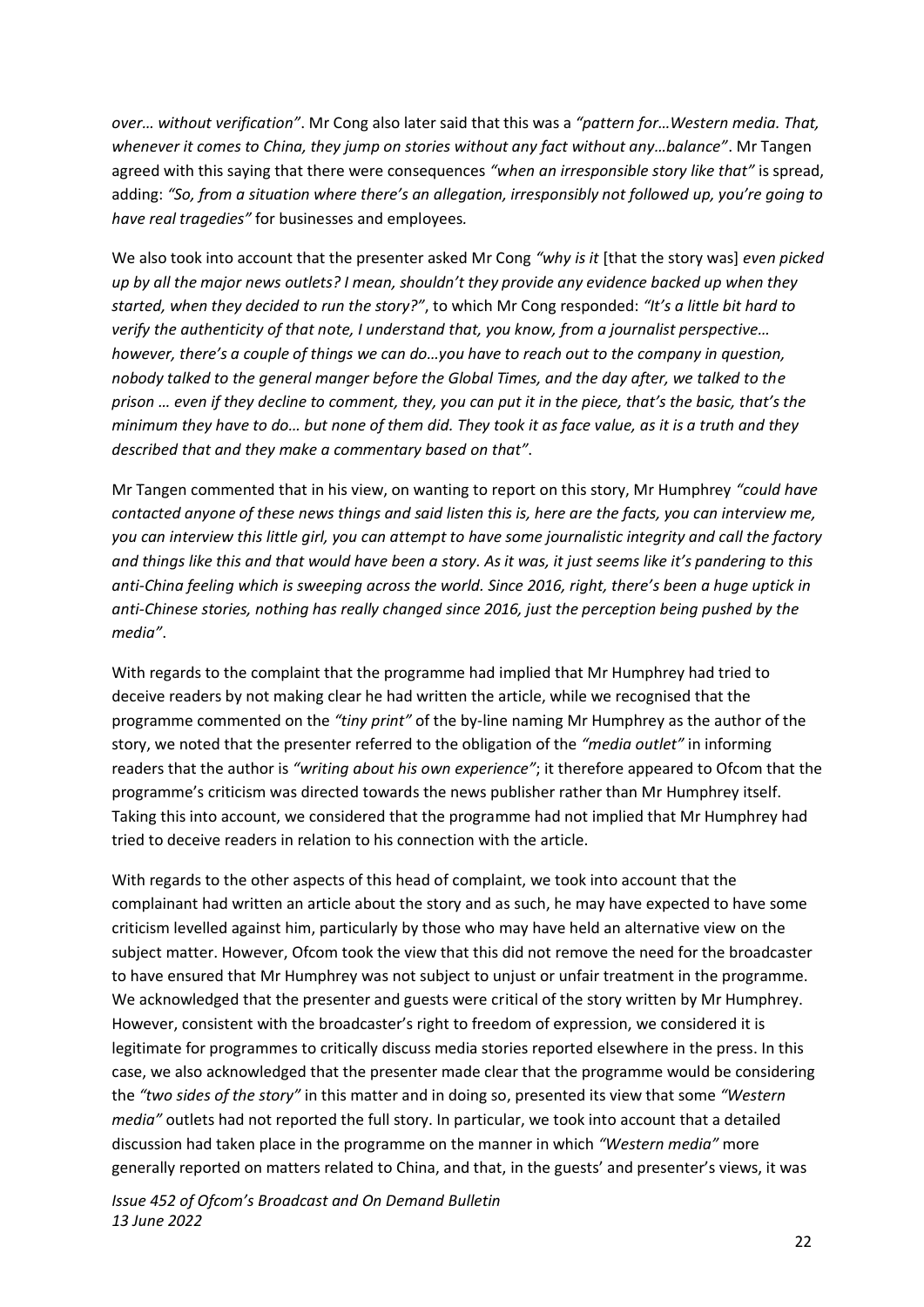*over… without verification"*. Mr Cong also later said that this was a *"pattern for…Western media. That, whenever it comes to China, they jump on stories without any fact without any…balance"*. Mr Tangen agreed with this saying that there were consequences *"when an irresponsible story like that"* is spread, adding: *"So, from a situation where there's an allegation, irresponsibly not followed up, you're going to have real tragedies"* for businesses and employees.

We also took into account that the presenter asked Mr Cong *"why is it* [that the story was] *even picked up by all the major news outlets? I mean, shouldn't they provide any evidence backed up when they started, when they decided to run the story?"*, to which Mr Cong responded: *"It's a little bit hard to verify the authenticity of that note, I understand that, you know, from a journalist perspective… however, there's a couple of things we can do…you have to reach out to the company in question, nobody talked to the general manger before the Global Times, and the day after, we talked to the prison … even if they decline to comment, they, you can put it in the piece, that's the basic, that's the minimum they have to do… but none of them did. They took it as face value, as it is a truth and they described that and they make a commentary based on that"*.

Mr Tangen commented that in his view, on wanting to report on this story, Mr Humphrey *"could have contacted anyone of these news things and said listen this is, here are the facts, you can interview me, you can interview this little girl, you can attempt to have some journalistic integrity and call the factory and things like this and that would have been a story. As it was, it just seems like it's pandering to this anti-China feeling which is sweeping across the world. Since 2016, right, there's been a huge uptick in anti-Chinese stories, nothing has really changed since 2016, just the perception being pushed by the media"*.

With regards to the complaint that the programme had implied that Mr Humphrey had tried to deceive readers by not making clear he had written the article, while we recognised that the programme commented on the *"tiny print"* of the by-line naming Mr Humphrey as the author of the story, we noted that the presenter referred to the obligation of the *"media outlet"* in informing readers that the author is *"writing about his own experience"*; it therefore appeared to Ofcom that the programme's criticism was directed towards the news publisher rather than Mr Humphrey itself. Taking this into account, we considered that the programme had not implied that Mr Humphrey had tried to deceive readers in relation to his connection with the article.

With regards to the other aspects of this head of complaint, we took into account that the complainant had written an article about the story and as such, he may have expected to have some criticism levelled against him, particularly by those who may have held an alternative view on the subject matter. However, Ofcom took the view that this did not remove the need for the broadcaster to have ensured that Mr Humphrey was not subject to unjust or unfair treatment in the programme. We acknowledged that the presenter and guests were critical of the story written by Mr Humphrey. However, consistent with the broadcaster's right to freedom of expression, we considered it is legitimate for programmes to critically discuss media stories reported elsewhere in the press. In this case, we also acknowledged that the presenter made clear that the programme would be considering the *"two sides of the story"* in this matter and in doing so, presented its view that some *"Western media"* outlets had not reported the full story. In particular, we took into account that a detailed discussion had taken place in the programme on the manner in which *"Western media"* more generally reported on matters related to China, and that, in the guests' and presenter's views, it was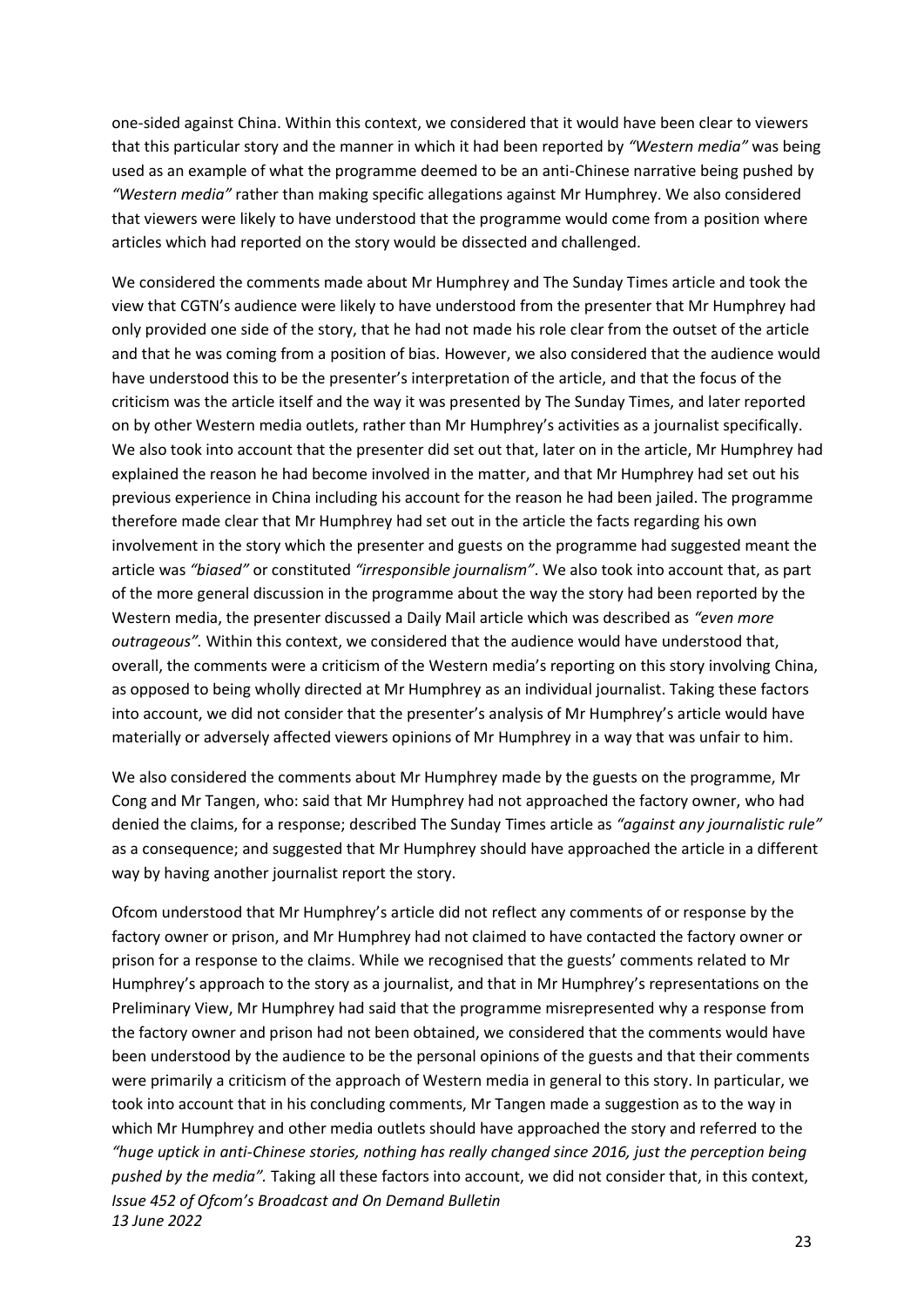one-sided against China. Within this context, we considered that it would have been clear to viewers that this particular story and the manner in which it had been reported by *"Western media"* was being used as an example of what the programme deemed to be an anti-Chinese narrative being pushed by *"Western media"* rather than making specific allegations against Mr Humphrey. We also considered that viewers were likely to have understood that the programme would come from a position where articles which had reported on the story would be dissected and challenged.

We considered the comments made about Mr Humphrey and The Sunday Times article and took the view that CGTN's audience were likely to have understood from the presenter that Mr Humphrey had only provided one side of the story, that he had not made his role clear from the outset of the article and that he was coming from a position of bias. However, we also considered that the audience would have understood this to be the presenter's interpretation of the article, and that the focus of the criticism was the article itself and the way it was presented by The Sunday Times, and later reported on by other Western media outlets, rather than Mr Humphrey's activities as a journalist specifically. We also took into account that the presenter did set out that, later on in the article, Mr Humphrey had explained the reason he had become involved in the matter, and that Mr Humphrey had set out his previous experience in China including his account for the reason he had been jailed. The programme therefore made clear that Mr Humphrey had set out in the article the facts regarding his own involvement in the story which the presenter and guests on the programme had suggested meant the article was *"biased"* or constituted *"irresponsible journalism"*. We also took into account that, as part of the more general discussion in the programme about the way the story had been reported by the Western media, the presenter discussed a Daily Mail article which was described as *"even more outrageous".* Within this context, we considered that the audience would have understood that, overall, the comments were a criticism of the Western media's reporting on this story involving China, as opposed to being wholly directed at Mr Humphrey as an individual journalist. Taking these factors into account, we did not consider that the presenter's analysis of Mr Humphrey's article would have materially or adversely affected viewers opinions of Mr Humphrey in a way that was unfair to him.

We also considered the comments about Mr Humphrey made by the guests on the programme, Mr Cong and Mr Tangen, who: said that Mr Humphrey had not approached the factory owner, who had denied the claims, for a response; described The Sunday Times article as *"against any journalistic rule"* as a consequence; and suggested that Mr Humphrey should have approached the article in a different way by having another journalist report the story.

Ofcom understood that Mr Humphrey's article did not reflect any comments of or response by the factory owner or prison, and Mr Humphrey had not claimed to have contacted the factory owner or prison for a response to the claims. While we recognised that the guests' comments related to Mr Humphrey's approach to the story as a journalist, and that in Mr Humphrey's representations on the Preliminary View, Mr Humphrey had said that the programme misrepresented why a response from the factory owner and prison had not been obtained, we considered that the comments would have been understood by the audience to be the personal opinions of the guests and that their comments were primarily a criticism of the approach of Western media in general to this story. In particular, we took into account that in his concluding comments, Mr Tangen made a suggestion as to the way in which Mr Humphrey and other media outlets should have approached the story and referred to the *"huge uptick in anti-Chinese stories, nothing has really changed since 2016, just the perception being pushed by the media".* Taking all these factors into account, we did not consider that, in this context,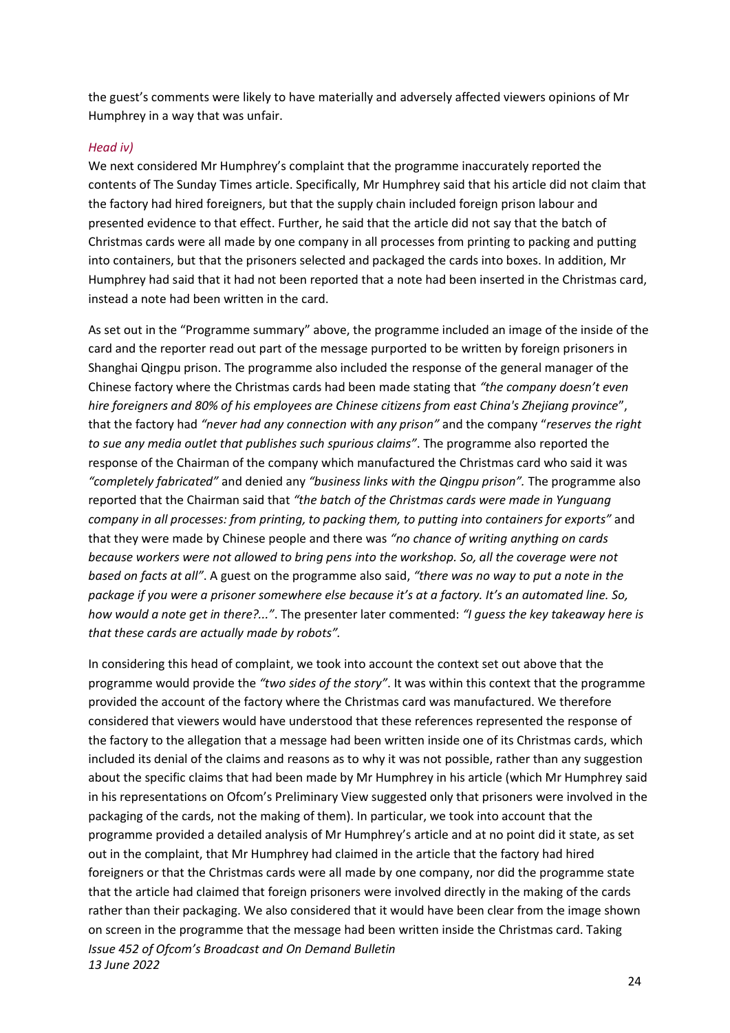the guest's comments were likely to have materially and adversely affected viewers opinions of Mr Humphrey in a way that was unfair.

*Head iv)*

We next considered Mr Humphrey's complaint that the programme inaccurately reported the contents of The Sunday Times article. Specifically, Mr Humphrey said that his article did not claim that the factory had hired foreigners, but that the supply chain included foreign prison labour and presented evidence to that effect. Further, he said that the article did not say that the batch of Christmas cards were all made by one company in all processes from printing to packing and putting into containers, but that the prisoners selected and packaged the cards into boxes. In addition, Mr Humphrey had said that it had not been reported that a note had been inserted in the Christmas card, instead a note had been written in the card.

As set out in the "Programme summary" above, the programme included an image of the inside of the card and the reporter read out part of the message purported to be written by foreign prisoners in Shanghai Qingpu prison. The programme also included the response of the general manager of the Chinese factory where the Christmas cards had been made stating that *"the company doesn't even hire foreigners and 80% of his employees are Chinese citizens from east China's Zhejiang province*", that the factory had *"never had any connection with any prison"* and the company "*reserves the right to sue any media outlet that publishes such spurious claims"*. The programme also reported the response of the Chairman of the company which manufactured the Christmas card who said it was *"completely fabricated"* and denied any *"business links with the Qingpu prison".* The programme also reported that the Chairman said that *"the batch of the Christmas cards were made in Yunguang company in all processes: from printing, to packing them, to putting into containers for exports"* and that they were made by Chinese people and there was *"no chance of writing anything on cards because workers were not allowed to bring pens into the workshop. So, all the coverage were not based on facts at all"*. A guest on the programme also said, *"there was no way to put a note in the package if you were a prisoner somewhere else because it's at a factory. It's an automated line. So, how would a note get in there?..."*. The presenter later commented: *"I guess the key takeaway here is that these cards are actually made by robots".*

In considering this head of complaint, we took into account the context set out above that the programme would provide the *"two sides of the story"*. It was within this context that the programme provided the account of the factory where the Christmas card was manufactured. We therefore considered that viewers would have understood that these references represented the response of the factory to the allegation that a message had been written inside one of its Christmas cards, which included its denial of the claims and reasons as to why it was not possible, rather than any suggestion about the specific claims that had been made by Mr Humphrey in his article (which Mr Humphrey said in his representations on Ofcom's Preliminary View suggested only that prisoners were involved in the packaging of the cards, not the making of them). In particular, we took into account that the programme provided a detailed analysis of Mr Humphrey's article and at no point did it state, as set out in the complaint, that Mr Humphrey had claimed in the article that the factory had hired foreigners or that the Christmas cards were all made by one company, nor did the programme state that the article had claimed that foreign prisoners were involved directly in the making of the cards rather than their packaging. We also considered that it would have been clear from the image shown on screen in the programme that the message had been written inside the Christmas card. Taking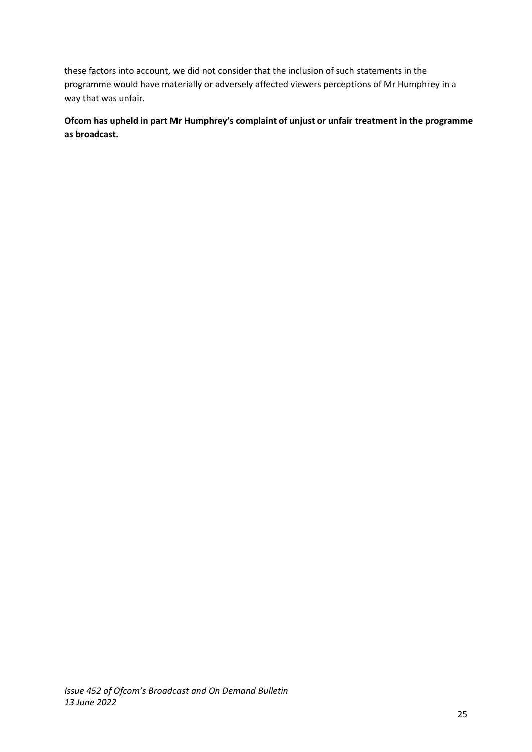these factors into account, we did not consider that the inclusion of such statements in the programme would have materially or adversely affected viewers perceptions of Mr Humphrey in a way that was unfair.

**Ofcom has upheld in part Mr Humphrey's complaint of unjust or unfair treatment in the programme as broadcast.**